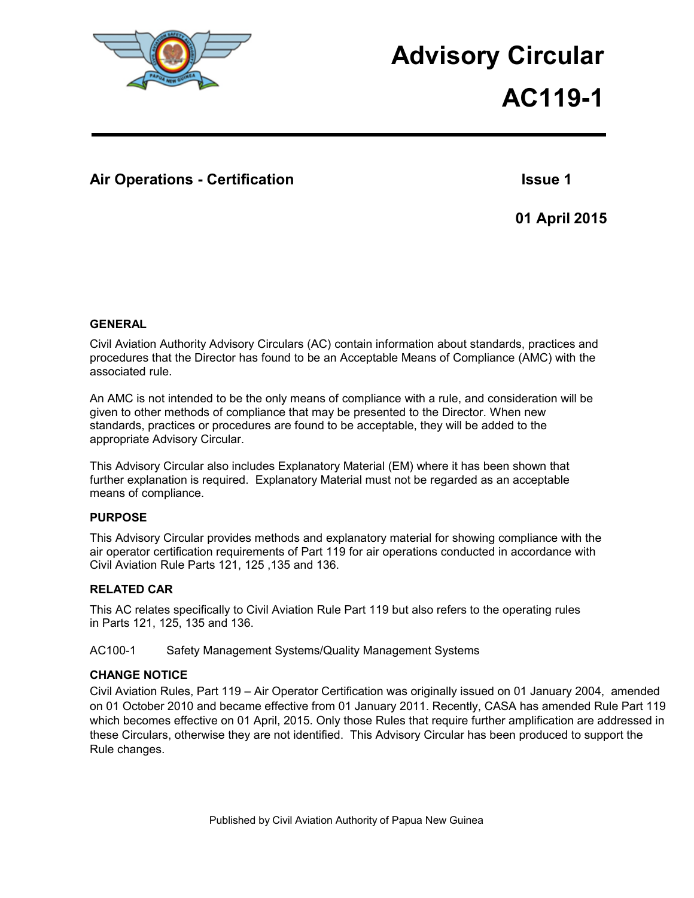# Advisory Circular

# AC119-1

## Air Operations - Certification

**Issue 1**

**01 April 2015**

### GENERAL

Civil Aviation Authority Advisory Circulars (AC) contain information about standards, practices and procedures that the Director has found to be an Acceptable Means of Compliance (AMC) with the associated rule.

An AMC is not intended to be the only means of compliance with a rule, and consideration will be given to other methods of compliance that may be presented to the Director. When new standards, practices or procedures are found to be acceptable, they will be added to the appropriate Advisory Circular.

This Advisory Circular also includes Explanatory Material (EM) where it has been shown that further explanation is required. Explanatory Material must not be regarded as an acceptable means of compliance.

### PURPOSE

This Advisory Circular provides methods and explanatory material for showing compliance with the air operator certification requirements of Part 119 for air operations conducted in accordance with Civil Aviation Rule Parts 121, 125 ,135 and 136.

### RELATED CAR

This AC relates specifically to Civil Aviation Rule Part 119 but also refers to the operating rules in Parts 121, 125, 135 and 136.

AC100-1 Safety Management Systems/Quality Management Systems

### CHANGE NOTICE

Civil Aviation Rules, Part 119 – Air Operator Certification was originally issued on 01 January 2004, amended on 01 October 2010 and became effective from 01 January 2011. Recently, CASA has amended Rule Part 119 which becomes effective on 01 April, 2015. Only those Rules that require further amplification are addressed in these Circulars, otherwise they are not identified. This Advisory Circular has been produced to support the Rule changes.

Published by Civil Aviation Authority of Papua New Guinea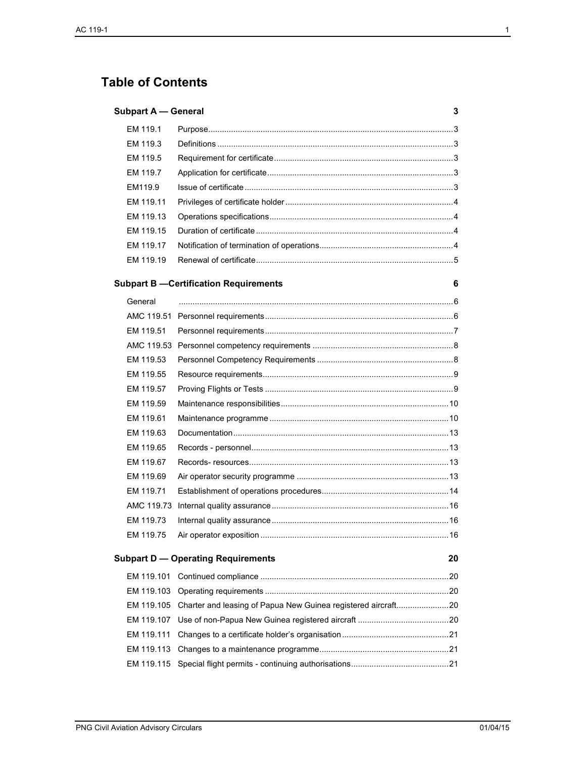# Table of Contents

**Subpart A — General** 3

| | | |
|---|---|---|
| EM 119.1 | Purpose | 3 |
| EM 119.3 | Definitions | 3 |
| EM 119.5 | Requirement for certificate | 3 |
| EM 119.7 | Application for certificate | 3 |
| EM119.9 | Issue of certificate | 3 |
| EM 119.11 | Privileges of certificate holder | 4 |
| EM 119.13 | Operations specifications | 4 |
| EM 119.15 | Duration of certificate | 4 |
| EM 119.17 | Notification of termination of operations | 4 |
| EM 119.19 | Renewal of certificate | 5 |

**Subpart B —Certification Requirements** 6

| | | |
|---|---|---|
| General | | 6 |
| AMC 119.51 | Personnel requirements | 6 |
| EM 119.51 | Personnel requirements | 7 |
| AMC 119.53 | Personnel competency requirements | 8 |
| EM 119.53 | Personnel Competency Requirements | 8 |
| EM 119.55 | Resource requirements | 9 |
| EM 119.57 | Proving Flights or Tests | 9 |
| EM 119.59 | Maintenance responsibilities | 10 |
| EM 119.61 | Maintenance programme | 10 |
| EM 119.63 | Documentation | 13 |
| EM 119.65 | Records - personnel | 13 |
| EM 119.67 | Records- resources | 13 |
| EM 119.69 | Air operator security programme | 13 |
| EM 119.71 | Establishment of operations procedures | 14 |
| AMC 119.73 | Internal quality assurance | 16 |
| EM 119.73 | Internal quality assurance | 16 |
| EM 119.75 | Air operator exposition | 16 |

**Subpart D — Operating Requirements** 20

| | | |
|---|---|---|
| EM 119.101 | Continued compliance | 20 |
| EM 119.103 | Operating requirements | 20 |
| EM 119.105 | Charter and leasing of Papua New Guinea registered aircraft | 20 |
| EM 119.107 | Use of non-Papua New Guinea registered aircraft | 20 |
| EM 119.111 | Changes to a certificate holder's organisation | 21 |
| EM 119.113 | Changes to a maintenance programme | 21 |
| EM 119.115 | Special flight permits - continuing authorisations | 21 |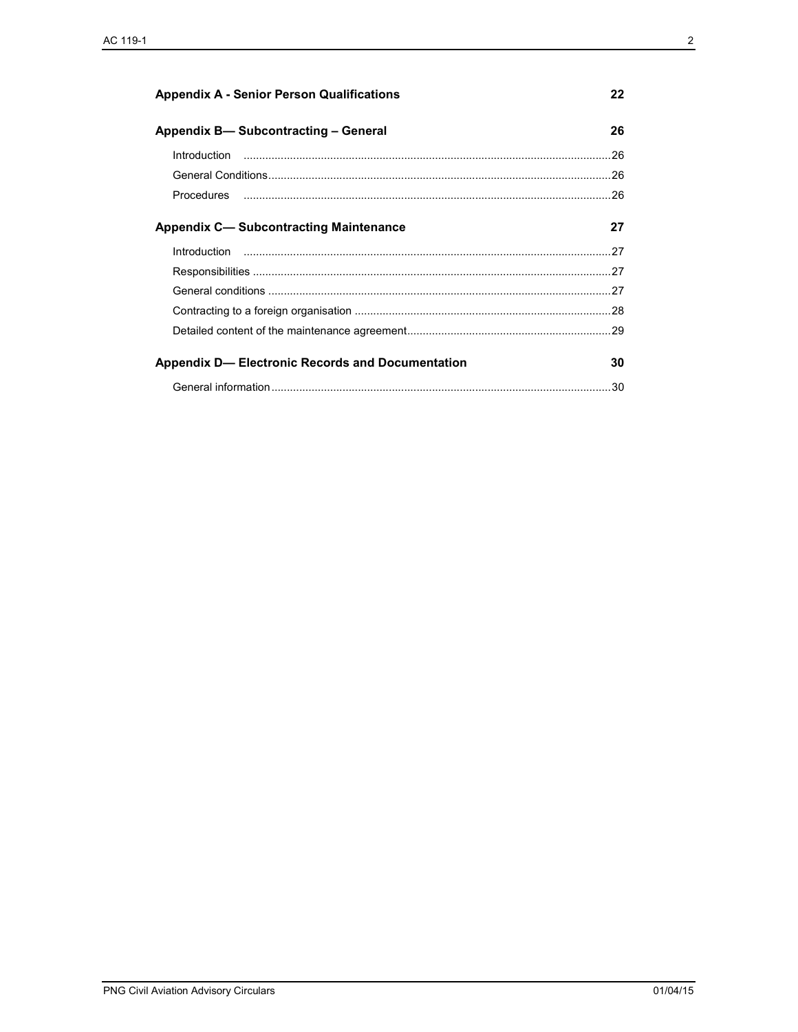**Appendix A - Senior Person Qualifications** 22

**Appendix B— Subcontracting – General** 26

- Introduction ...26
- General Conditions...26
- Procedures ...26

**Appendix C— Subcontracting Maintenance** 27

- Introduction ...27
- Responsibilities ...27
- General conditions ...27
- Contracting to a foreign organisation ...28
- Detailed content of the maintenance agreement...29

**Appendix D— Electronic Records and Documentation** 30

- General information...30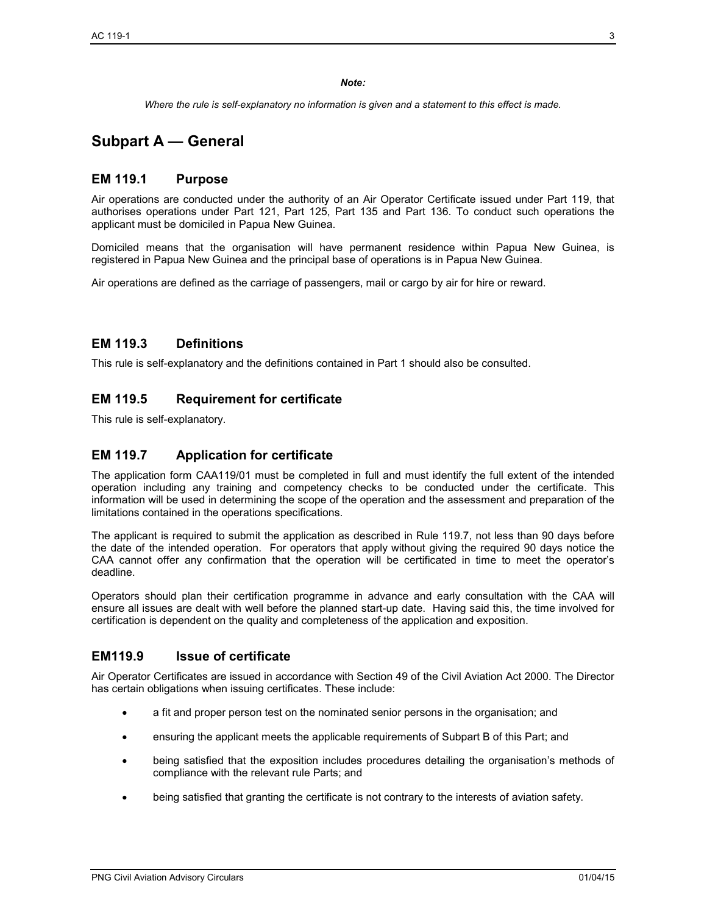***Note:***

*Where the rule is self-explanatory no information is given and a statement to this effect is made.*

# Subpart A — General

## EM 119.1 Purpose

Air operations are conducted under the authority of an Air Operator Certificate issued under Part 119, that authorises operations under Part 121, Part 125, Part 135 and Part 136. To conduct such operations the applicant must be domiciled in Papua New Guinea.

Domiciled means that the organisation will have permanent residence within Papua New Guinea, is registered in Papua New Guinea and the principal base of operations is in Papua New Guinea.

Air operations are defined as the carriage of passengers, mail or cargo by air for hire or reward.

## EM 119.3 Definitions

This rule is self-explanatory and the definitions contained in Part 1 should also be consulted.

## EM 119.5 Requirement for certificate

This rule is self-explanatory.

## EM 119.7 Application for certificate

The application form CAA119/01 must be completed in full and must identify the full extent of the intended operation including any training and competency checks to be conducted under the certificate. This information will be used in determining the scope of the operation and the assessment and preparation of the limitations contained in the operations specifications.

The applicant is required to submit the application as described in Rule 119.7, not less than 90 days before the date of the intended operation. For operators that apply without giving the required 90 days notice the CAA cannot offer any confirmation that the operation will be certificated in time to meet the operator's deadline.

Operators should plan their certification programme in advance and early consultation with the CAA will ensure all issues are dealt with well before the planned start-up date. Having said this, the time involved for certification is dependent on the quality and completeness of the application and exposition.

## EM119.9 Issue of certificate

Air Operator Certificates are issued in accordance with Section 49 of the Civil Aviation Act 2000. The Director has certain obligations when issuing certificates. These include:

- a fit and proper person test on the nominated senior persons in the organisation; and
- ensuring the applicant meets the applicable requirements of Subpart B of this Part; and
- being satisfied that the exposition includes procedures detailing the organisation's methods of compliance with the relevant rule Parts; and
- being satisfied that granting the certificate is not contrary to the interests of aviation safety.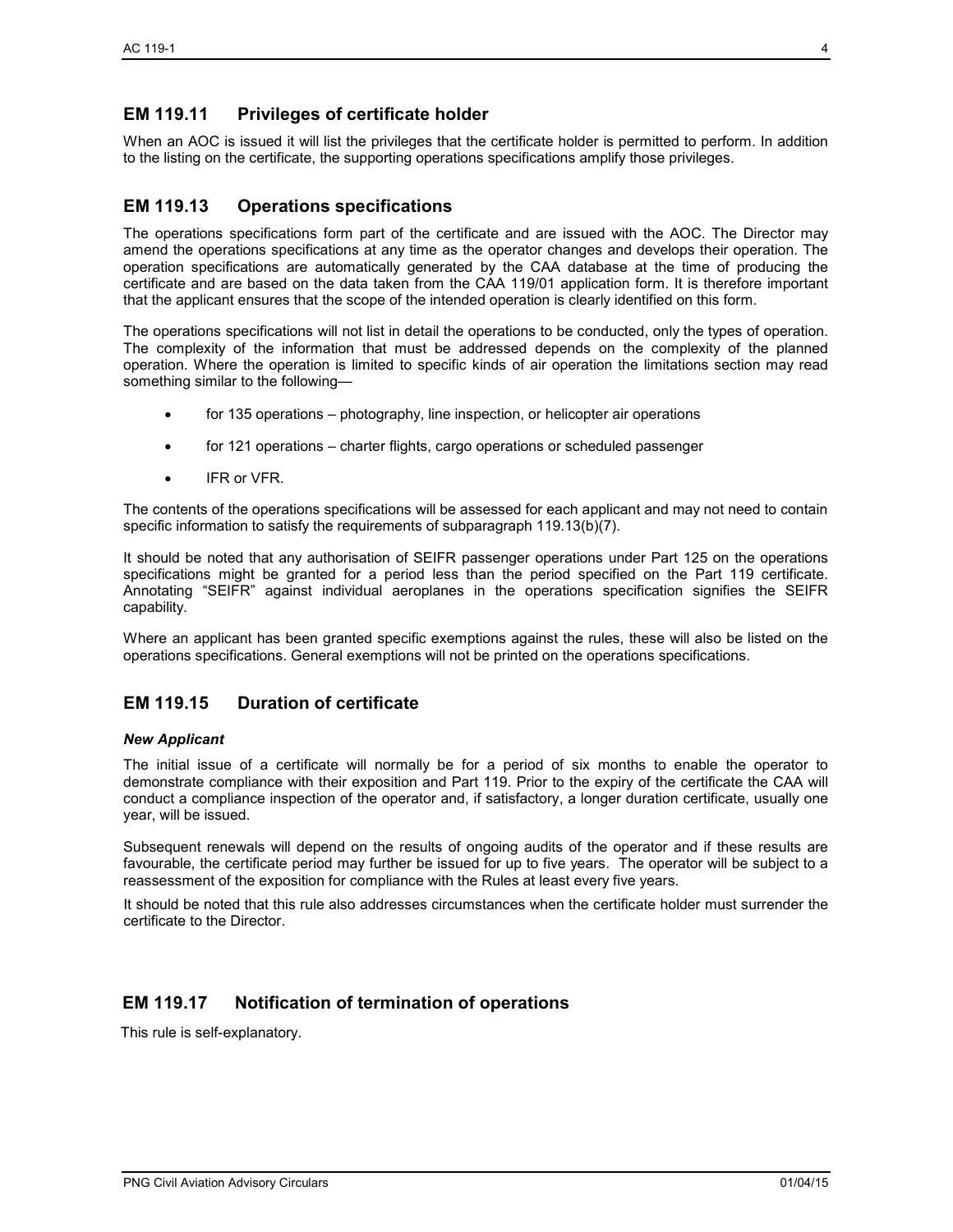## EM 119.11 Privileges of certificate holder

When an AOC is issued it will list the privileges that the certificate holder is permitted to perform. In addition to the listing on the certificate, the supporting operations specifications amplify those privileges.

## EM 119.13 Operations specifications

The operations specifications form part of the certificate and are issued with the AOC. The Director may amend the operations specifications at any time as the operator changes and develops their operation. The operation specifications are automatically generated by the CAA database at the time of producing the certificate and are based on the data taken from the CAA 119/01 application form. It is therefore important that the applicant ensures that the scope of the intended operation is clearly identified on this form.

The operations specifications will not list in detail the operations to be conducted, only the types of operation. The complexity of the information that must be addressed depends on the complexity of the planned operation. Where the operation is limited to specific kinds of air operation the limitations section may read something similar to the following—

- for 135 operations – photography, line inspection, or helicopter air operations
- for 121 operations – charter flights, cargo operations or scheduled passenger
- IFR or VFR.

The contents of the operations specifications will be assessed for each applicant and may not need to contain specific information to satisfy the requirements of subparagraph 119.13(b)(7).

It should be noted that any authorisation of SEIFR passenger operations under Part 125 on the operations specifications might be granted for a period less than the period specified on the Part 119 certificate. Annotating "SEIFR" against individual aeroplanes in the operations specification signifies the SEIFR capability.

Where an applicant has been granted specific exemptions against the rules, these will also be listed on the operations specifications. General exemptions will not be printed on the operations specifications.

## EM 119.15 Duration of certificate

***New Applicant***

The initial issue of a certificate will normally be for a period of six months to enable the operator to demonstrate compliance with their exposition and Part 119. Prior to the expiry of the certificate the CAA will conduct a compliance inspection of the operator and, if satisfactory, a longer duration certificate, usually one year, will be issued.

Subsequent renewals will depend on the results of ongoing audits of the operator and if these results are favourable, the certificate period may further be issued for up to five years. The operator will be subject to a reassessment of the exposition for compliance with the Rules at least every five years.

It should be noted that this rule also addresses circumstances when the certificate holder must surrender the certificate to the Director.

## EM 119.17 Notification of termination of operations

This rule is self-explanatory.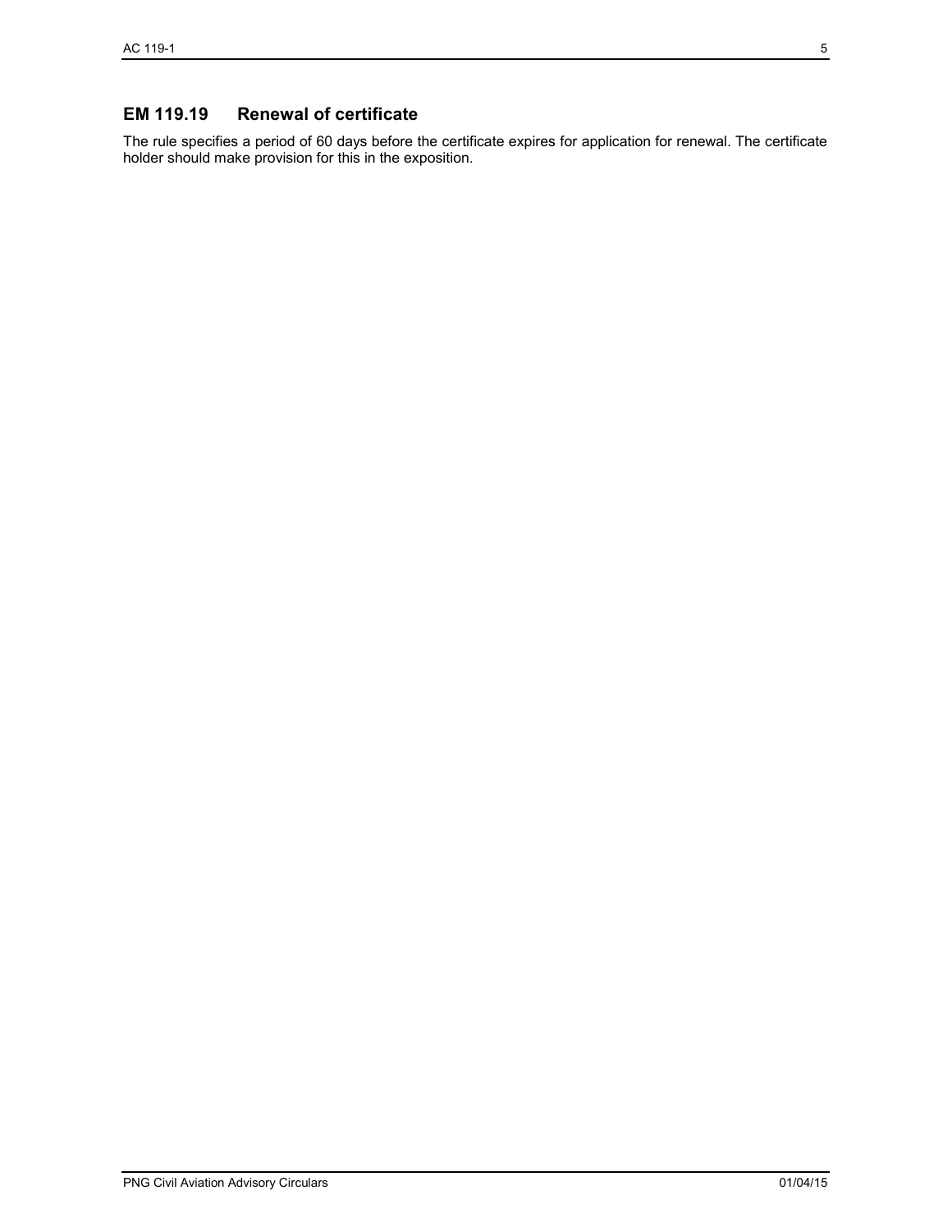## EM 119.19 Renewal of certificate

The rule specifies a period of 60 days before the certificate expires for application for renewal. The certificate holder should make provision for this in the exposition.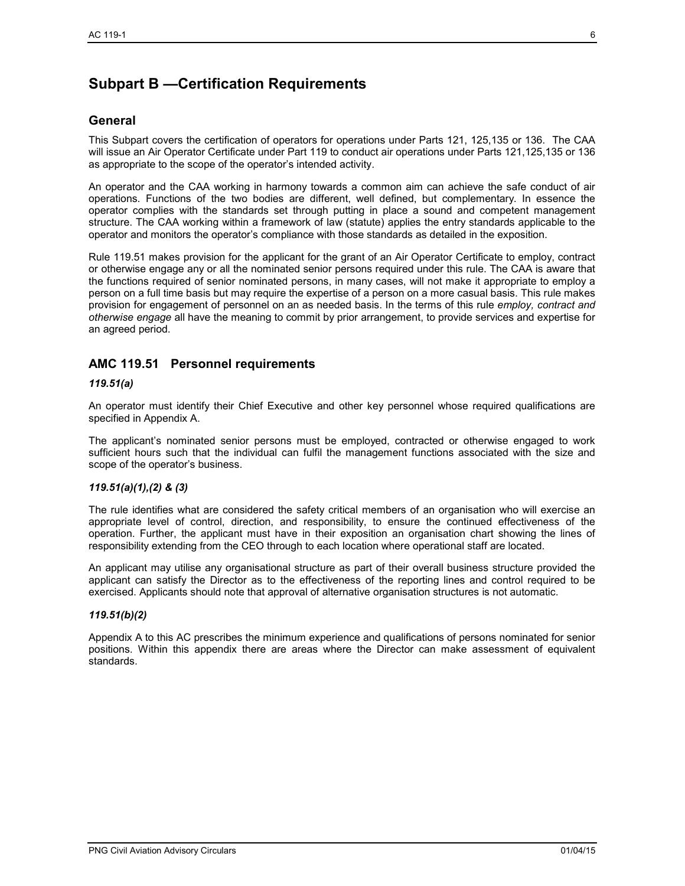# Subpart B —Certification Requirements

## General

This Subpart covers the certification of operators for operations under Parts 121, 125,135 or 136. The CAA will issue an Air Operator Certificate under Part 119 to conduct air operations under Parts 121,125,135 or 136 as appropriate to the scope of the operator's intended activity.

An operator and the CAA working in harmony towards a common aim can achieve the safe conduct of air operations. Functions of the two bodies are different, well defined, but complementary. In essence the operator complies with the standards set through putting in place a sound and competent management structure. The CAA working within a framework of law (statute) applies the entry standards applicable to the operator and monitors the operator's compliance with those standards as detailed in the exposition.

Rule 119.51 makes provision for the applicant for the grant of an Air Operator Certificate to employ, contract or otherwise engage any or all the nominated senior persons required under this rule. The CAA is aware that the functions required of senior nominated persons, in many cases, will not make it appropriate to employ a person on a full time basis but may require the expertise of a person on a more casual basis. This rule makes provision for engagement of personnel on an as needed basis. In the terms of this rule *employ, contract and otherwise engage* all have the meaning to commit by prior arrangement, to provide services and expertise for an agreed period.

## AMC 119.51 Personnel requirements

### *119.51(a)*

An operator must identify their Chief Executive and other key personnel whose required qualifications are specified in Appendix A.

The applicant's nominated senior persons must be employed, contracted or otherwise engaged to work sufficient hours such that the individual can fulfil the management functions associated with the size and scope of the operator's business.

### *119.51(a)(1),(2) & (3)*

The rule identifies what are considered the safety critical members of an organisation who will exercise an appropriate level of control, direction, and responsibility, to ensure the continued effectiveness of the operation. Further, the applicant must have in their exposition an organisation chart showing the lines of responsibility extending from the CEO through to each location where operational staff are located.

An applicant may utilise any organisational structure as part of their overall business structure provided the applicant can satisfy the Director as to the effectiveness of the reporting lines and control required to be exercised. Applicants should note that approval of alternative organisation structures is not automatic.

### *119.51(b)(2)*

Appendix A to this AC prescribes the minimum experience and qualifications of persons nominated for senior positions. Within this appendix there are areas where the Director can make assessment of equivalent standards.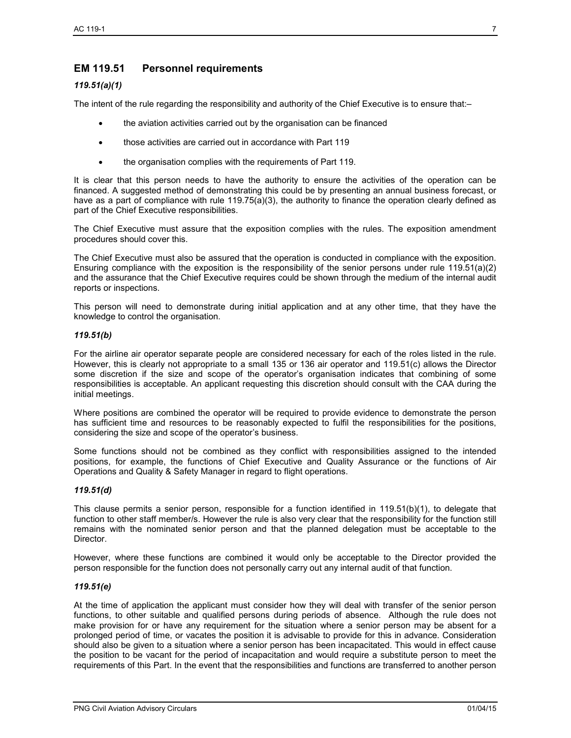## EM 119.51 Personnel requirements

### *119.51(a)(1)*

The intent of the rule regarding the responsibility and authority of the Chief Executive is to ensure that:–

- the aviation activities carried out by the organisation can be financed
- those activities are carried out in accordance with Part 119
- the organisation complies with the requirements of Part 119.

It is clear that this person needs to have the authority to ensure the activities of the operation can be financed. A suggested method of demonstrating this could be by presenting an annual business forecast, or have as a part of compliance with rule 119.75(a)(3), the authority to finance the operation clearly defined as part of the Chief Executive responsibilities.

The Chief Executive must assure that the exposition complies with the rules. The exposition amendment procedures should cover this.

The Chief Executive must also be assured that the operation is conducted in compliance with the exposition. Ensuring compliance with the exposition is the responsibility of the senior persons under rule 119.51(a)(2) and the assurance that the Chief Executive requires could be shown through the medium of the internal audit reports or inspections.

This person will need to demonstrate during initial application and at any other time, that they have the knowledge to control the organisation.

### *119.51(b)*

For the airline air operator separate people are considered necessary for each of the roles listed in the rule. However, this is clearly not appropriate to a small 135 or 136 air operator and 119.51(c) allows the Director some discretion if the size and scope of the operator's organisation indicates that combining of some responsibilities is acceptable. An applicant requesting this discretion should consult with the CAA during the initial meetings.

Where positions are combined the operator will be required to provide evidence to demonstrate the person has sufficient time and resources to be reasonably expected to fulfil the responsibilities for the positions, considering the size and scope of the operator's business.

Some functions should not be combined as they conflict with responsibilities assigned to the intended positions, for example, the functions of Chief Executive and Quality Assurance or the functions of Air Operations and Quality & Safety Manager in regard to flight operations.

### *119.51(d)*

This clause permits a senior person, responsible for a function identified in 119.51(b)(1), to delegate that function to other staff member/s. However the rule is also very clear that the responsibility for the function still remains with the nominated senior person and that the planned delegation must be acceptable to the Director.

However, where these functions are combined it would only be acceptable to the Director provided the person responsible for the function does not personally carry out any internal audit of that function.

### *119.51(e)*

At the time of application the applicant must consider how they will deal with transfer of the senior person functions, to other suitable and qualified persons during periods of absence. Although the rule does not make provision for or have any requirement for the situation where a senior person may be absent for a prolonged period of time, or vacates the position it is advisable to provide for this in advance. Consideration should also be given to a situation where a senior person has been incapacitated. This would in effect cause the position to be vacant for the period of incapacitation and would require a substitute person to meet the requirements of this Part. In the event that the responsibilities and functions are transferred to another person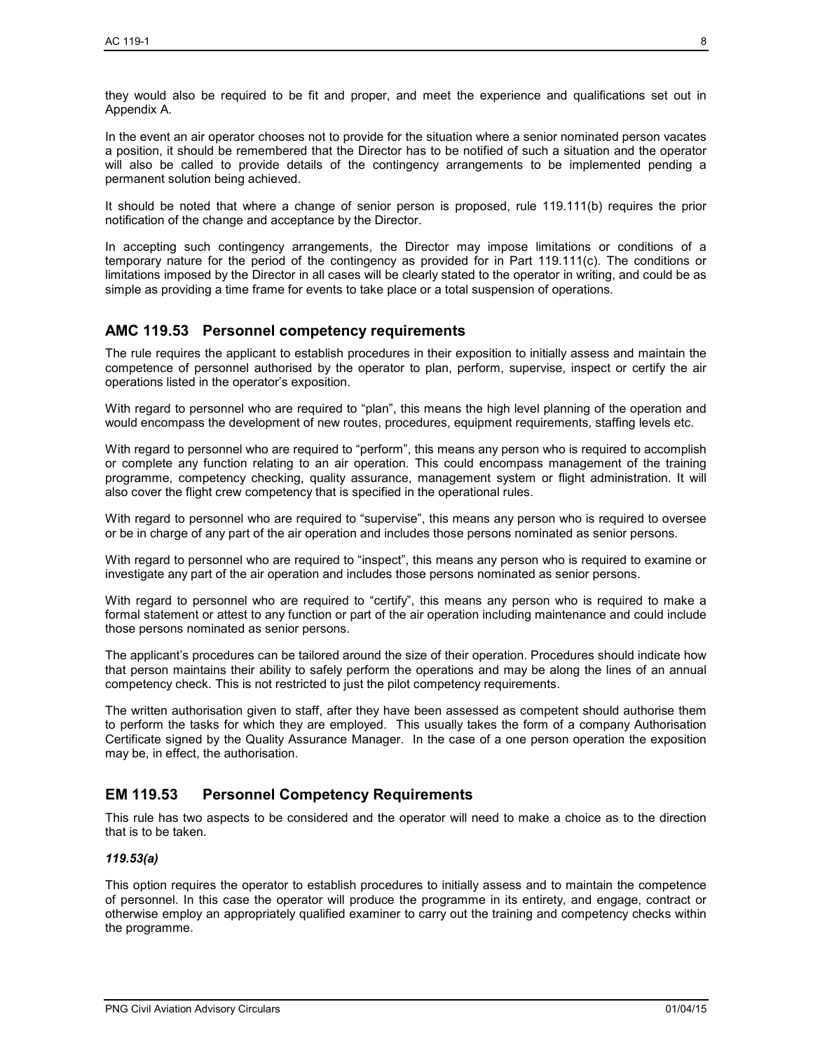they would also be required to be fit and proper, and meet the experience and qualifications set out in Appendix A.

In the event an air operator chooses not to provide for the situation where a senior nominated person vacates a position, it should be remembered that the Director has to be notified of such a situation and the operator will also be called to provide details of the contingency arrangements to be implemented pending a permanent solution being achieved.

It should be noted that where a change of senior person is proposed, rule 119.111(b) requires the prior notification of the change and acceptance by the Director.

In accepting such contingency arrangements, the Director may impose limitations or conditions of a temporary nature for the period of the contingency as provided for in Part 119.111(c). The conditions or limitations imposed by the Director in all cases will be clearly stated to the operator in writing, and could be as simple as providing a time frame for events to take place or a total suspension of operations.

## AMC 119.53 Personnel competency requirements

The rule requires the applicant to establish procedures in their exposition to initially assess and maintain the competence of personnel authorised by the operator to plan, perform, supervise, inspect or certify the air operations listed in the operator's exposition.

With regard to personnel who are required to "plan", this means the high level planning of the operation and would encompass the development of new routes, procedures, equipment requirements, staffing levels etc.

With regard to personnel who are required to "perform", this means any person who is required to accomplish or complete any function relating to an air operation. This could encompass management of the training programme, competency checking, quality assurance, management system or flight administration. It will also cover the flight crew competency that is specified in the operational rules.

With regard to personnel who are required to "supervise", this means any person who is required to oversee or be in charge of any part of the air operation and includes those persons nominated as senior persons.

With regard to personnel who are required to "inspect", this means any person who is required to examine or investigate any part of the air operation and includes those persons nominated as senior persons.

With regard to personnel who are required to "certify", this means any person who is required to make a formal statement or attest to any function or part of the air operation including maintenance and could include those persons nominated as senior persons.

The applicant's procedures can be tailored around the size of their operation. Procedures should indicate how that person maintains their ability to safely perform the operations and may be along the lines of an annual competency check. This is not restricted to just the pilot competency requirements.

The written authorisation given to staff, after they have been assessed as competent should authorise them to perform the tasks for which they are employed. This usually takes the form of a company Authorisation Certificate signed by the Quality Assurance Manager. In the case of a one person operation the exposition may be, in effect, the authorisation.

## EM 119.53 Personnel Competency Requirements

This rule has two aspects to be considered and the operator will need to make a choice as to the direction that is to be taken.

***119.53(a)***

This option requires the operator to establish procedures to initially assess and to maintain the competence of personnel. In this case the operator will produce the programme in its entirety, and engage, contract or otherwise employ an appropriately qualified examiner to carry out the training and competency checks within the programme.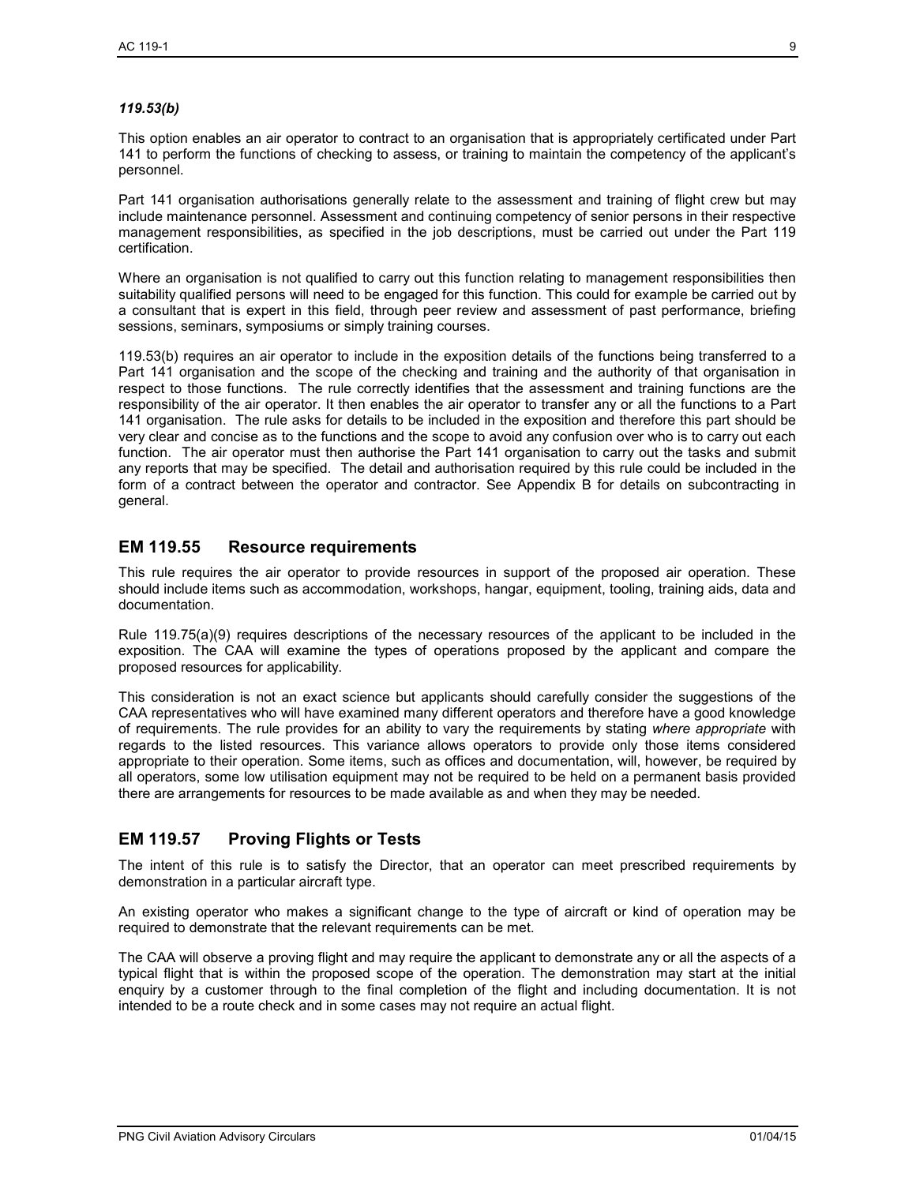### *119.53(b)*

This option enables an air operator to contract to an organisation that is appropriately certificated under Part 141 to perform the functions of checking to assess, or training to maintain the competency of the applicant's personnel.

Part 141 organisation authorisations generally relate to the assessment and training of flight crew but may include maintenance personnel. Assessment and continuing competency of senior persons in their respective management responsibilities, as specified in the job descriptions, must be carried out under the Part 119 certification.

Where an organisation is not qualified to carry out this function relating to management responsibilities then suitability qualified persons will need to be engaged for this function. This could for example be carried out by a consultant that is expert in this field, through peer review and assessment of past performance, briefing sessions, seminars, symposiums or simply training courses.

119.53(b) requires an air operator to include in the exposition details of the functions being transferred to a Part 141 organisation and the scope of the checking and training and the authority of that organisation in respect to those functions. The rule correctly identifies that the assessment and training functions are the responsibility of the air operator. It then enables the air operator to transfer any or all the functions to a Part 141 organisation. The rule asks for details to be included in the exposition and therefore this part should be very clear and concise as to the functions and the scope to avoid any confusion over who is to carry out each function. The air operator must then authorise the Part 141 organisation to carry out the tasks and submit any reports that may be specified. The detail and authorisation required by this rule could be included in the form of a contract between the operator and contractor. See Appendix B for details on subcontracting in general.

## EM 119.55 Resource requirements

This rule requires the air operator to provide resources in support of the proposed air operation. These should include items such as accommodation, workshops, hangar, equipment, tooling, training aids, data and documentation.

Rule 119.75(a)(9) requires descriptions of the necessary resources of the applicant to be included in the exposition. The CAA will examine the types of operations proposed by the applicant and compare the proposed resources for applicability.

This consideration is not an exact science but applicants should carefully consider the suggestions of the CAA representatives who will have examined many different operators and therefore have a good knowledge of requirements. The rule provides for an ability to vary the requirements by stating *where appropriate* with regards to the listed resources. This variance allows operators to provide only those items considered appropriate to their operation. Some items, such as offices and documentation, will, however, be required by all operators, some low utilisation equipment may not be required to be held on a permanent basis provided there are arrangements for resources to be made available as and when they may be needed.

## EM 119.57 Proving Flights or Tests

The intent of this rule is to satisfy the Director, that an operator can meet prescribed requirements by demonstration in a particular aircraft type.

An existing operator who makes a significant change to the type of aircraft or kind of operation may be required to demonstrate that the relevant requirements can be met.

The CAA will observe a proving flight and may require the applicant to demonstrate any or all the aspects of a typical flight that is within the proposed scope of the operation. The demonstration may start at the initial enquiry by a customer through to the final completion of the flight and including documentation. It is not intended to be a route check and in some cases may not require an actual flight.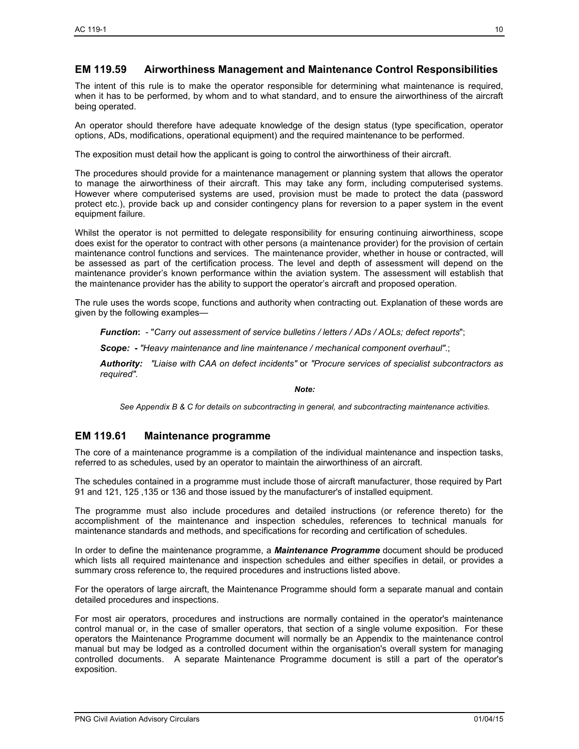## EM 119.59 Airworthiness Management and Maintenance Control Responsibilities

The intent of this rule is to make the operator responsible for determining what maintenance is required, when it has to be performed, by whom and to what standard, and to ensure the airworthiness of the aircraft being operated.

An operator should therefore have adequate knowledge of the design status (type specification, operator options, ADs, modifications, operational equipment) and the required maintenance to be performed.

The exposition must detail how the applicant is going to control the airworthiness of their aircraft.

The procedures should provide for a maintenance management or planning system that allows the operator to manage the airworthiness of their aircraft. This may take any form, including computerised systems. However where computerised systems are used, provision must be made to protect the data (password protect etc.), provide back up and consider contingency plans for reversion to a paper system in the event equipment failure.

Whilst the operator is not permitted to delegate responsibility for ensuring continuing airworthiness, scope does exist for the operator to contract with other persons (a maintenance provider) for the provision of certain maintenance control functions and services. The maintenance provider, whether in house or contracted, will be assessed as part of the certification process. The level and depth of assessment will depend on the maintenance provider's known performance within the aviation system. The assessment will establish that the maintenance provider has the ability to support the operator's aircraft and proposed operation.

The rule uses the words scope, functions and authority when contracting out. Explanation of these words are given by the following examples—

***Function*:** - "*Carry out assessment of service bulletins / letters / ADs / AOLs; defect reports*";

***Scope:* -** *"Heavy maintenance and line maintenance / mechanical component overhaul"*.;

***Authority:*** *"Liaise with CAA on defect incidents"* or *"Procure services of specialist subcontractors as required".*

***Note:***

*See Appendix B & C for details on subcontracting in general, and subcontracting maintenance activities.*

## EM 119.61 Maintenance programme

The core of a maintenance programme is a compilation of the individual maintenance and inspection tasks, referred to as schedules, used by an operator to maintain the airworthiness of an aircraft.

The schedules contained in a programme must include those of aircraft manufacturer, those required by Part 91 and 121, 125 ,135 or 136 and those issued by the manufacturer's of installed equipment.

The programme must also include procedures and detailed instructions (or reference thereto) for the accomplishment of the maintenance and inspection schedules, references to technical manuals for maintenance standards and methods, and specifications for recording and certification of schedules.

In order to define the maintenance programme, a ***Maintenance Programme*** document should be produced which lists all required maintenance and inspection schedules and either specifies in detail, or provides a summary cross reference to, the required procedures and instructions listed above.

For the operators of large aircraft, the Maintenance Programme should form a separate manual and contain detailed procedures and inspections.

For most air operators, procedures and instructions are normally contained in the operator's maintenance control manual or, in the case of smaller operators, that section of a single volume exposition. For these operators the Maintenance Programme document will normally be an Appendix to the maintenance control manual but may be lodged as a controlled document within the organisation's overall system for managing controlled documents. A separate Maintenance Programme document is still a part of the operator's exposition.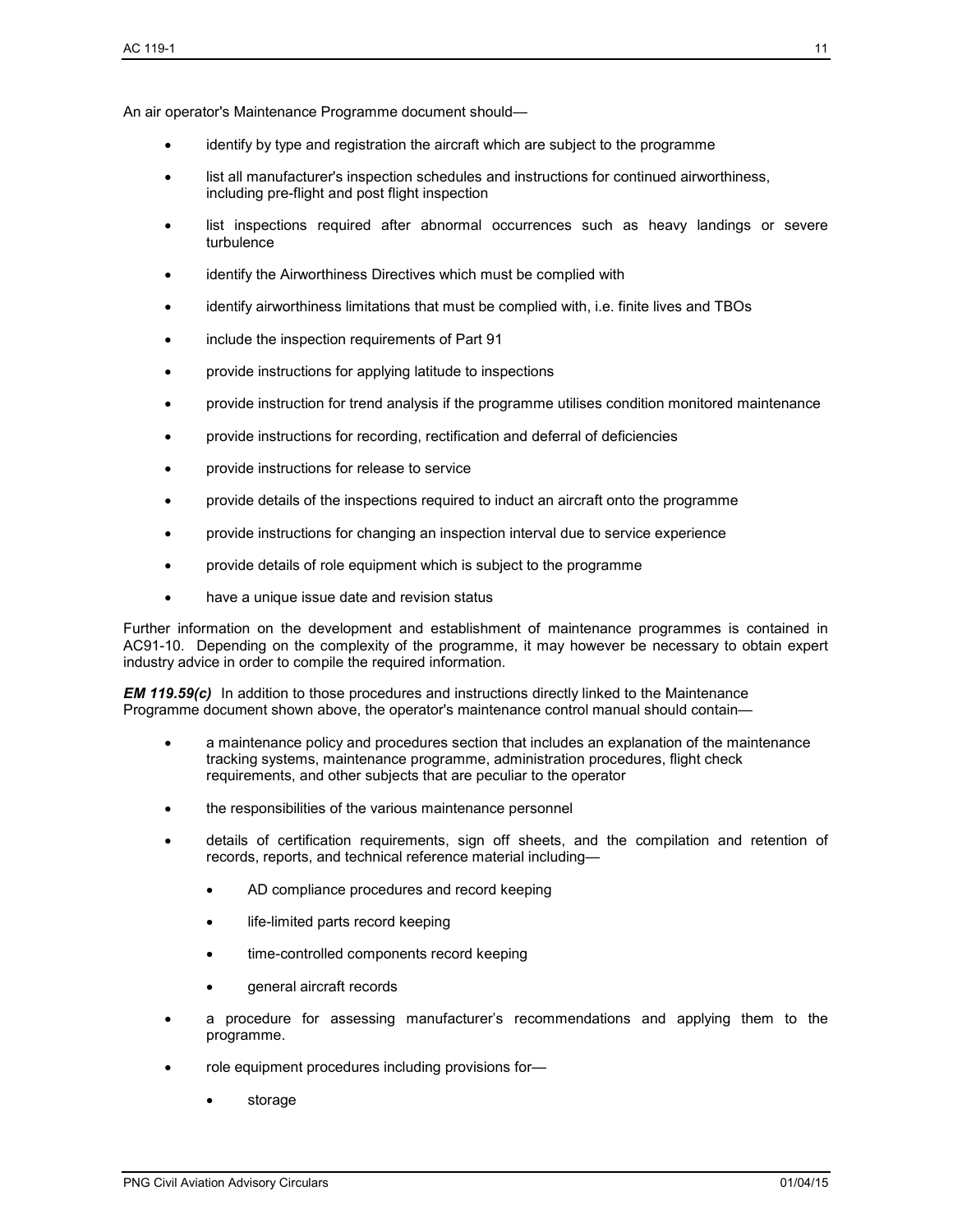An air operator's Maintenance Programme document should—

- identify by type and registration the aircraft which are subject to the programme
- list all manufacturer's inspection schedules and instructions for continued airworthiness, including pre-flight and post flight inspection
- list inspections required after abnormal occurrences such as heavy landings or severe turbulence
- identify the Airworthiness Directives which must be complied with
- identify airworthiness limitations that must be complied with, i.e. finite lives and TBOs
- include the inspection requirements of Part 91
- provide instructions for applying latitude to inspections
- provide instruction for trend analysis if the programme utilises condition monitored maintenance
- provide instructions for recording, rectification and deferral of deficiencies
- provide instructions for release to service
- provide details of the inspections required to induct an aircraft onto the programme
- provide instructions for changing an inspection interval due to service experience
- provide details of role equipment which is subject to the programme
- have a unique issue date and revision status

Further information on the development and establishment of maintenance programmes is contained in AC91-10. Depending on the complexity of the programme, it may however be necessary to obtain expert industry advice in order to compile the required information.

***EM 119.59(c)*** In addition to those procedures and instructions directly linked to the Maintenance Programme document shown above, the operator's maintenance control manual should contain—

- a maintenance policy and procedures section that includes an explanation of the maintenance tracking systems, maintenance programme, administration procedures, flight check requirements, and other subjects that are peculiar to the operator
- the responsibilities of the various maintenance personnel
- details of certification requirements, sign off sheets, and the compilation and retention of records, reports, and technical reference material including—
  - AD compliance procedures and record keeping
  - life-limited parts record keeping
  - time-controlled components record keeping
  - general aircraft records
- a procedure for assessing manufacturer's recommendations and applying them to the programme.
- role equipment procedures including provisions for—
  - storage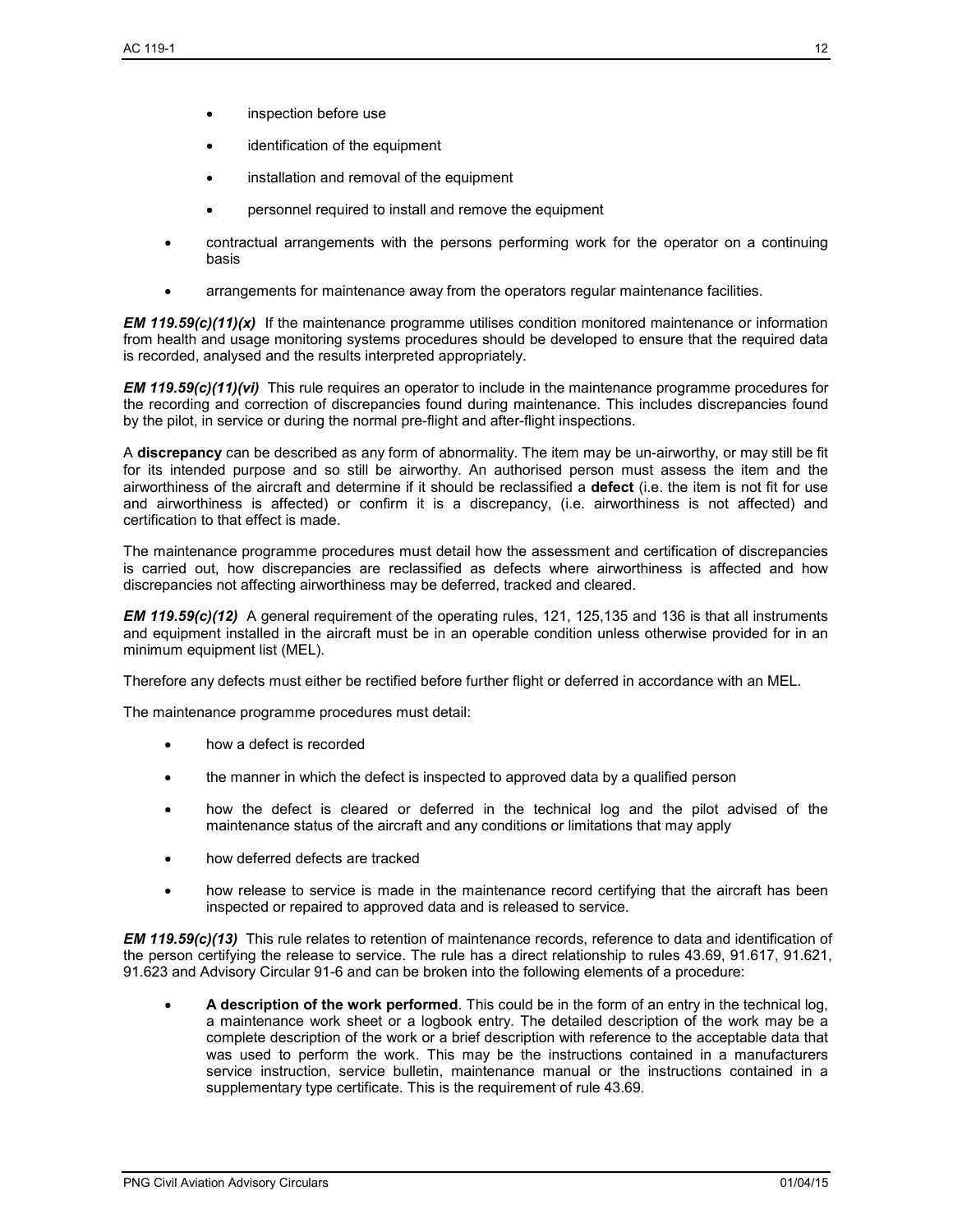- inspection before use
- identification of the equipment
- installation and removal of the equipment
- personnel required to install and remove the equipment

- contractual arrangements with the persons performing work for the operator on a continuing basis
- arrangements for maintenance away from the operators regular maintenance facilities.

***EM 119.59(c)(11)(x)*** If the maintenance programme utilises condition monitored maintenance or information from health and usage monitoring systems procedures should be developed to ensure that the required data is recorded, analysed and the results interpreted appropriately.

***EM 119.59(c)(11)(vi)*** This rule requires an operator to include in the maintenance programme procedures for the recording and correction of discrepancies found during maintenance. This includes discrepancies found by the pilot, in service or during the normal pre-flight and after-flight inspections.

A **discrepancy** can be described as any form of abnormality. The item may be un-airworthy, or may still be fit for its intended purpose and so still be airworthy. An authorised person must assess the item and the airworthiness of the aircraft and determine if it should be reclassified a **defect** (i.e. the item is not fit for use and airworthiness is affected) or confirm it is a discrepancy, (i.e. airworthiness is not affected) and certification to that effect is made.

The maintenance programme procedures must detail how the assessment and certification of discrepancies is carried out, how discrepancies are reclassified as defects where airworthiness is affected and how discrepancies not affecting airworthiness may be deferred, tracked and cleared.

***EM 119.59(c)(12)*** A general requirement of the operating rules, 121, 125,135 and 136 is that all instruments and equipment installed in the aircraft must be in an operable condition unless otherwise provided for in an minimum equipment list (MEL).

Therefore any defects must either be rectified before further flight or deferred in accordance with an MEL.

The maintenance programme procedures must detail:

- how a defect is recorded
- the manner in which the defect is inspected to approved data by a qualified person
- how the defect is cleared or deferred in the technical log and the pilot advised of the maintenance status of the aircraft and any conditions or limitations that may apply
- how deferred defects are tracked
- how release to service is made in the maintenance record certifying that the aircraft has been inspected or repaired to approved data and is released to service.

***EM 119.59(c)(13)*** This rule relates to retention of maintenance records, reference to data and identification of the person certifying the release to service. The rule has a direct relationship to rules 43.69, 91.617, 91.621, 91.623 and Advisory Circular 91-6 and can be broken into the following elements of a procedure:

- **A description of the work performed**. This could be in the form of an entry in the technical log, a maintenance work sheet or a logbook entry. The detailed description of the work may be a complete description of the work or a brief description with reference to the acceptable data that was used to perform the work. This may be the instructions contained in a manufacturers service instruction, service bulletin, maintenance manual or the instructions contained in a supplementary type certificate. This is the requirement of rule 43.69.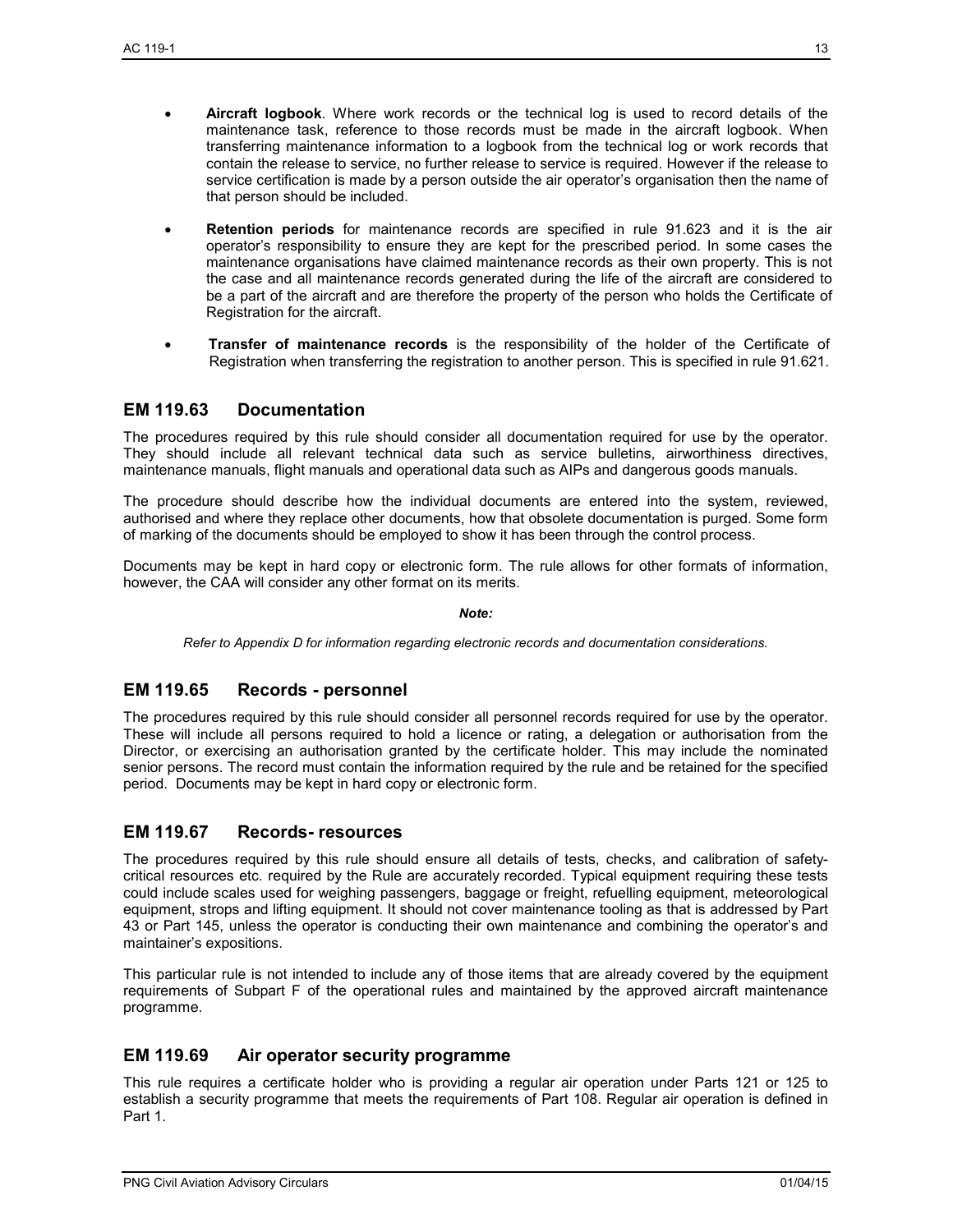- **Aircraft logbook**. Where work records or the technical log is used to record details of the maintenance task, reference to those records must be made in the aircraft logbook. When transferring maintenance information to a logbook from the technical log or work records that contain the release to service, no further release to service is required. However if the release to service certification is made by a person outside the air operator's organisation then the name of that person should be included.

- **Retention periods** for maintenance records are specified in rule 91.623 and it is the air operator's responsibility to ensure they are kept for the prescribed period. In some cases the maintenance organisations have claimed maintenance records as their own property. This is not the case and all maintenance records generated during the life of the aircraft are considered to be a part of the aircraft and are therefore the property of the person who holds the Certificate of Registration for the aircraft.

- **Transfer of maintenance records** is the responsibility of the holder of the Certificate of Registration when transferring the registration to another person. This is specified in rule 91.621.

## EM 119.63 Documentation

The procedures required by this rule should consider all documentation required for use by the operator. They should include all relevant technical data such as service bulletins, airworthiness directives, maintenance manuals, flight manuals and operational data such as AIPs and dangerous goods manuals.

The procedure should describe how the individual documents are entered into the system, reviewed, authorised and where they replace other documents, how that obsolete documentation is purged. Some form of marking of the documents should be employed to show it has been through the control process.

Documents may be kept in hard copy or electronic form. The rule allows for other formats of information, however, the CAA will consider any other format on its merits.

***Note:***

*Refer to Appendix D for information regarding electronic records and documentation considerations.*

## EM 119.65 Records - personnel

The procedures required by this rule should consider all personnel records required for use by the operator. These will include all persons required to hold a licence or rating, a delegation or authorisation from the Director, or exercising an authorisation granted by the certificate holder. This may include the nominated senior persons. The record must contain the information required by the rule and be retained for the specified period. Documents may be kept in hard copy or electronic form.

## EM 119.67 Records- resources

The procedures required by this rule should ensure all details of tests, checks, and calibration of safety-critical resources etc. required by the Rule are accurately recorded. Typical equipment requiring these tests could include scales used for weighing passengers, baggage or freight, refuelling equipment, meteorological equipment, strops and lifting equipment. It should not cover maintenance tooling as that is addressed by Part 43 or Part 145, unless the operator is conducting their own maintenance and combining the operator's and maintainer's expositions.

This particular rule is not intended to include any of those items that are already covered by the equipment requirements of Subpart F of the operational rules and maintained by the approved aircraft maintenance programme.

## EM 119.69 Air operator security programme

This rule requires a certificate holder who is providing a regular air operation under Parts 121 or 125 to establish a security programme that meets the requirements of Part 108. Regular air operation is defined in Part 1.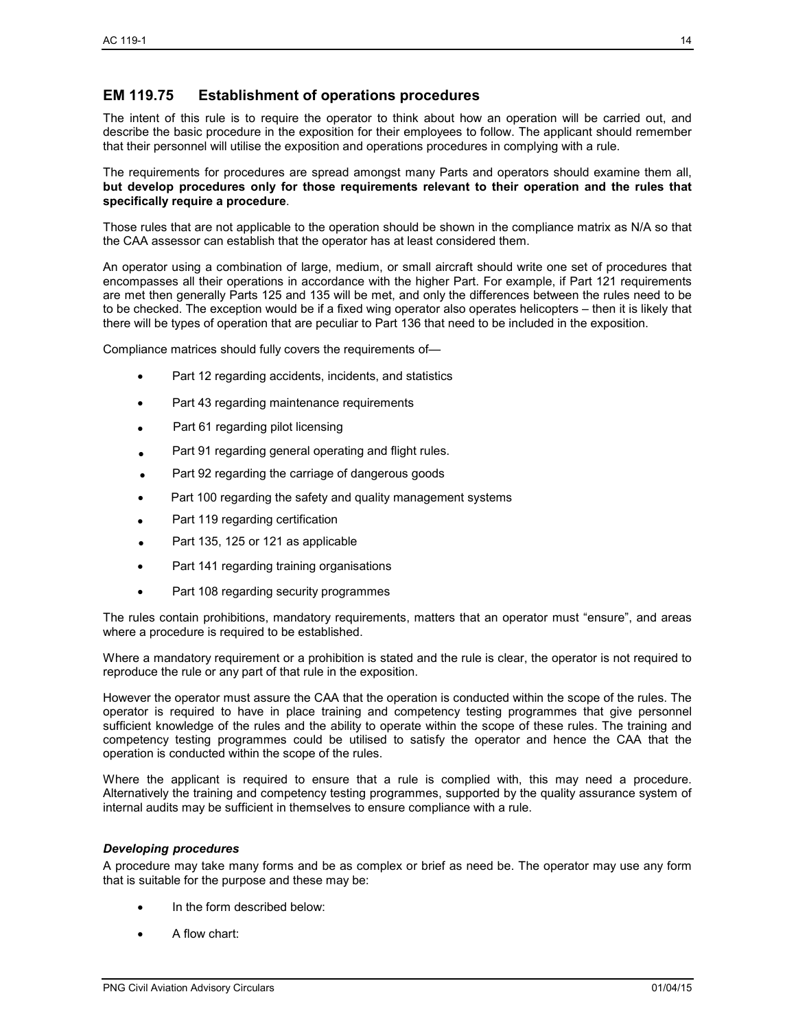## EM 119.75 Establishment of operations procedures

The intent of this rule is to require the operator to think about how an operation will be carried out, and describe the basic procedure in the exposition for their employees to follow. The applicant should remember that their personnel will utilise the exposition and operations procedures in complying with a rule.

The requirements for procedures are spread amongst many Parts and operators should examine them all, **but develop procedures only for those requirements relevant to their operation and the rules that specifically require a procedure**.

Those rules that are not applicable to the operation should be shown in the compliance matrix as N/A so that the CAA assessor can establish that the operator has at least considered them.

An operator using a combination of large, medium, or small aircraft should write one set of procedures that encompasses all their operations in accordance with the higher Part. For example, if Part 121 requirements are met then generally Parts 125 and 135 will be met, and only the differences between the rules need to be to be checked. The exception would be if a fixed wing operator also operates helicopters – then it is likely that there will be types of operation that are peculiar to Part 136 that need to be included in the exposition.

Compliance matrices should fully covers the requirements of—

- Part 12 regarding accidents, incidents, and statistics
- Part 43 regarding maintenance requirements
- Part 61 regarding pilot licensing
- Part 91 regarding general operating and flight rules.
- Part 92 regarding the carriage of dangerous goods
- Part 100 regarding the safety and quality management systems
- Part 119 regarding certification
- Part 135, 125 or 121 as applicable
- Part 141 regarding training organisations
- Part 108 regarding security programmes

The rules contain prohibitions, mandatory requirements, matters that an operator must "ensure", and areas where a procedure is required to be established.

Where a mandatory requirement or a prohibition is stated and the rule is clear, the operator is not required to reproduce the rule or any part of that rule in the exposition.

However the operator must assure the CAA that the operation is conducted within the scope of the rules. The operator is required to have in place training and competency testing programmes that give personnel sufficient knowledge of the rules and the ability to operate within the scope of these rules. The training and competency testing programmes could be utilised to satisfy the operator and hence the CAA that the operation is conducted within the scope of the rules.

Where the applicant is required to ensure that a rule is complied with, this may need a procedure. Alternatively the training and competency testing programmes, supported by the quality assurance system of internal audits may be sufficient in themselves to ensure compliance with a rule.

### *Developing procedures*

A procedure may take many forms and be as complex or brief as need be. The operator may use any form that is suitable for the purpose and these may be:

- In the form described below:
- A flow chart: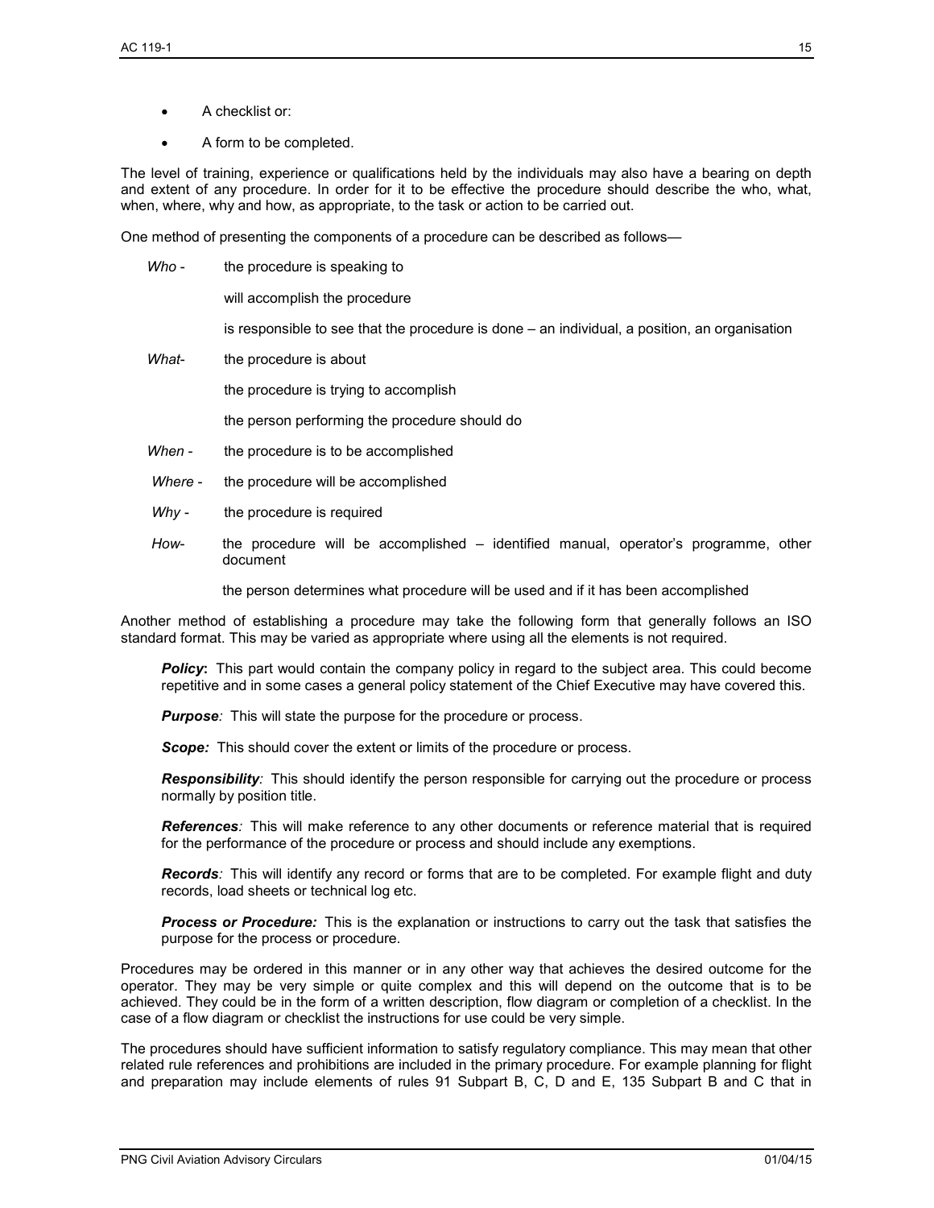- A checklist or:
- A form to be completed.

The level of training, experience or qualifications held by the individuals may also have a bearing on depth and extent of any procedure. In order for it to be effective the procedure should describe the who, what, when, where, why and how, as appropriate, to the task or action to be carried out.

One method of presenting the components of a procedure can be described as follows—

*Who* - the procedure is speaking to

will accomplish the procedure

is responsible to see that the procedure is done – an individual, a position, an organisation

*What*- the procedure is about

the procedure is trying to accomplish

the person performing the procedure should do

*When* - the procedure is to be accomplished

*Where* - the procedure will be accomplished

*Why* - the procedure is required

*How*- the procedure will be accomplished – identified manual, operator's programme, other document

the person determines what procedure will be used and if it has been accomplished

Another method of establishing a procedure may take the following form that generally follows an ISO standard format. This may be varied as appropriate where using all the elements is not required.

***Policy*:** This part would contain the company policy in regard to the subject area. This could become repetitive and in some cases a general policy statement of the Chief Executive may have covered this.

***Purpose**:* This will state the purpose for the procedure or process.

***Scope:*** This should cover the extent or limits of the procedure or process.

***Responsibility**:* This should identify the person responsible for carrying out the procedure or process normally by position title.

***References**:* This will make reference to any other documents or reference material that is required for the performance of the procedure or process and should include any exemptions.

***Records**:* This will identify any record or forms that are to be completed. For example flight and duty records, load sheets or technical log etc.

***Process or Procedure:*** This is the explanation or instructions to carry out the task that satisfies the purpose for the process or procedure.

Procedures may be ordered in this manner or in any other way that achieves the desired outcome for the operator. They may be very simple or quite complex and this will depend on the outcome that is to be achieved. They could be in the form of a written description, flow diagram or completion of a checklist. In the case of a flow diagram or checklist the instructions for use could be very simple.

The procedures should have sufficient information to satisfy regulatory compliance. This may mean that other related rule references and prohibitions are included in the primary procedure. For example planning for flight and preparation may include elements of rules 91 Subpart B, C, D and E, 135 Subpart B and C that in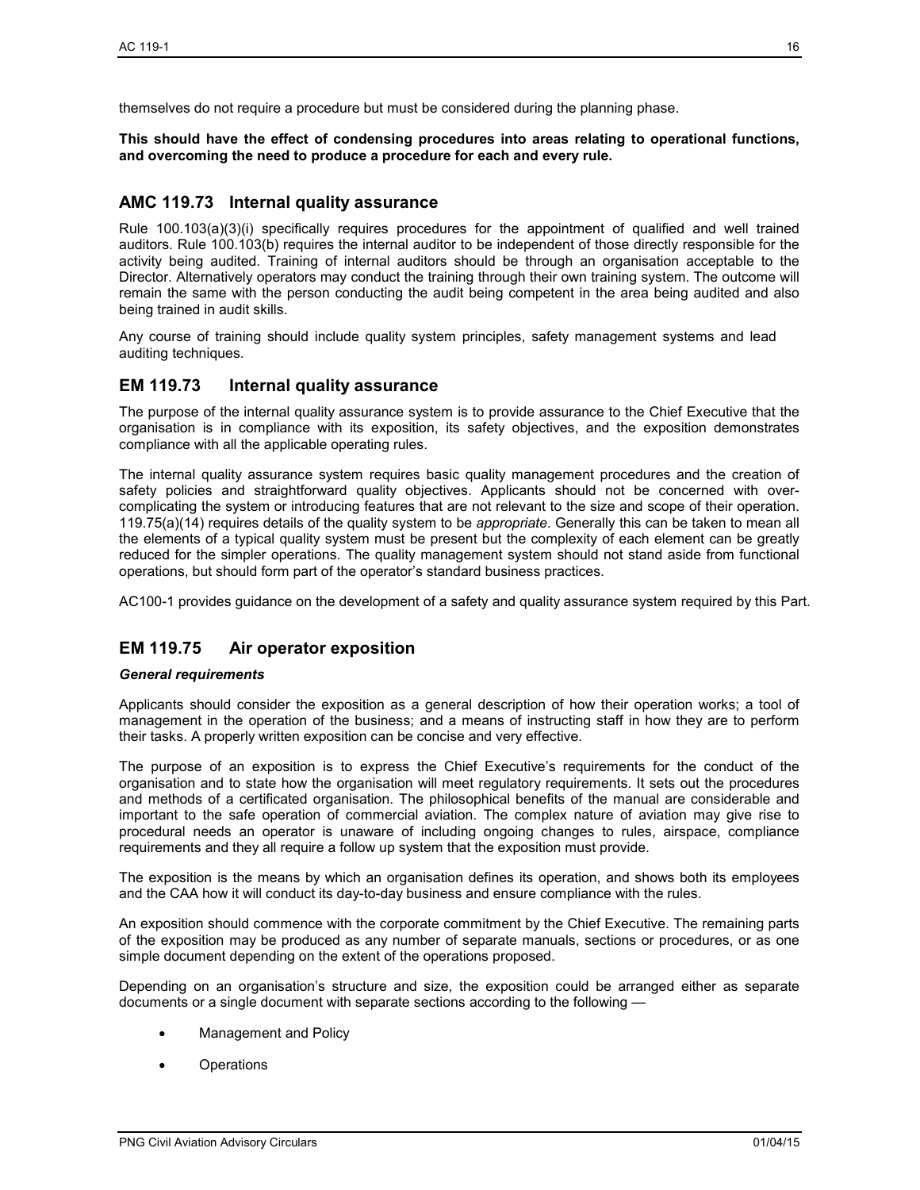themselves do not require a procedure but must be considered during the planning phase.

**This should have the effect of condensing procedures into areas relating to operational functions, and overcoming the need to produce a procedure for each and every rule.**

## AMC 119.73 Internal quality assurance

Rule 100.103(a)(3)(i) specifically requires procedures for the appointment of qualified and well trained auditors. Rule 100.103(b) requires the internal auditor to be independent of those directly responsible for the activity being audited. Training of internal auditors should be through an organisation acceptable to the Director. Alternatively operators may conduct the training through their own training system. The outcome will remain the same with the person conducting the audit being competent in the area being audited and also being trained in audit skills.

Any course of training should include quality system principles, safety management systems and lead auditing techniques.

## EM 119.73 Internal quality assurance

The purpose of the internal quality assurance system is to provide assurance to the Chief Executive that the organisation is in compliance with its exposition, its safety objectives, and the exposition demonstrates compliance with all the applicable operating rules.

The internal quality assurance system requires basic quality management procedures and the creation of safety policies and straightforward quality objectives. Applicants should not be concerned with over-complicating the system or introducing features that are not relevant to the size and scope of their operation. 119.75(a)(14) requires details of the quality system to be *appropriate*. Generally this can be taken to mean all the elements of a typical quality system must be present but the complexity of each element can be greatly reduced for the simpler operations. The quality management system should not stand aside from functional operations, but should form part of the operator's standard business practices.

AC100-1 provides guidance on the development of a safety and quality assurance system required by this Part.

## EM 119.75 Air operator exposition

***General requirements***

Applicants should consider the exposition as a general description of how their operation works; a tool of management in the operation of the business; and a means of instructing staff in how they are to perform their tasks. A properly written exposition can be concise and very effective.

The purpose of an exposition is to express the Chief Executive's requirements for the conduct of the organisation and to state how the organisation will meet regulatory requirements. It sets out the procedures and methods of a certificated organisation. The philosophical benefits of the manual are considerable and important to the safe operation of commercial aviation. The complex nature of aviation may give rise to procedural needs an operator is unaware of including ongoing changes to rules, airspace, compliance requirements and they all require a follow up system that the exposition must provide.

The exposition is the means by which an organisation defines its operation, and shows both its employees and the CAA how it will conduct its day-to-day business and ensure compliance with the rules.

An exposition should commence with the corporate commitment by the Chief Executive. The remaining parts of the exposition may be produced as any number of separate manuals, sections or procedures, or as one simple document depending on the extent of the operations proposed.

Depending on an organisation's structure and size, the exposition could be arranged either as separate documents or a single document with separate sections according to the following —

- Management and Policy
- Operations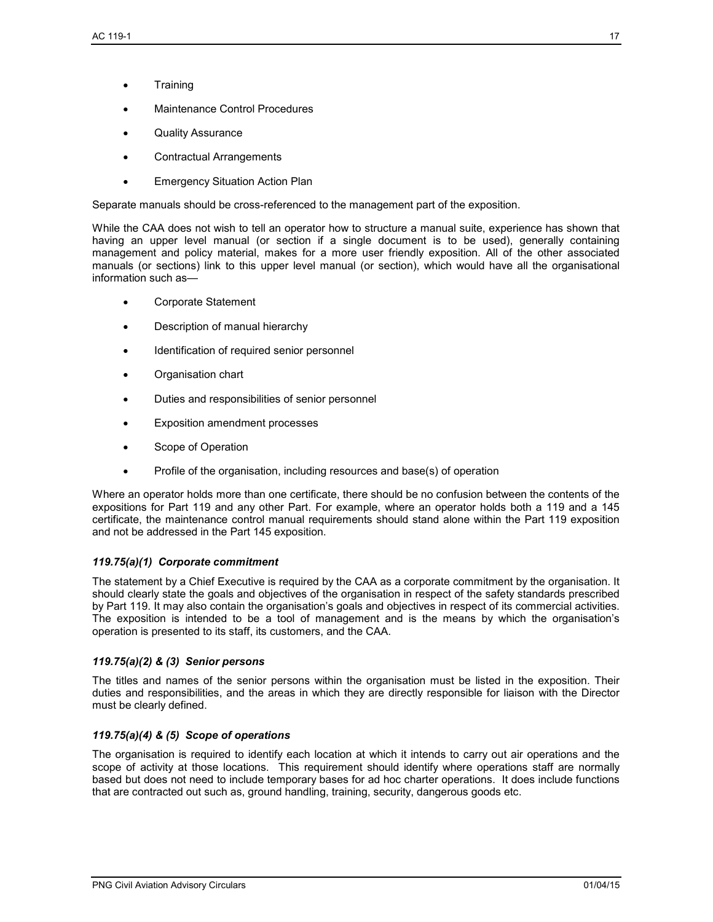- Training
- Maintenance Control Procedures
- Quality Assurance
- Contractual Arrangements
- Emergency Situation Action Plan

Separate manuals should be cross-referenced to the management part of the exposition.

While the CAA does not wish to tell an operator how to structure a manual suite, experience has shown that having an upper level manual (or section if a single document is to be used), generally containing management and policy material, makes for a more user friendly exposition. All of the other associated manuals (or sections) link to this upper level manual (or section), which would have all the organisational information such as—

- Corporate Statement
- Description of manual hierarchy
- Identification of required senior personnel
- Organisation chart
- Duties and responsibilities of senior personnel
- Exposition amendment processes
- Scope of Operation
- Profile of the organisation, including resources and base(s) of operation

Where an operator holds more than one certificate, there should be no confusion between the contents of the expositions for Part 119 and any other Part. For example, where an operator holds both a 119 and a 145 certificate, the maintenance control manual requirements should stand alone within the Part 119 exposition and not be addressed in the Part 145 exposition.

### *119.75(a)(1) Corporate commitment*

The statement by a Chief Executive is required by the CAA as a corporate commitment by the organisation. It should clearly state the goals and objectives of the organisation in respect of the safety standards prescribed by Part 119. It may also contain the organisation's goals and objectives in respect of its commercial activities. The exposition is intended to be a tool of management and is the means by which the organisation's operation is presented to its staff, its customers, and the CAA.

### *119.75(a)(2) & (3) Senior persons*

The titles and names of the senior persons within the organisation must be listed in the exposition. Their duties and responsibilities, and the areas in which they are directly responsible for liaison with the Director must be clearly defined.

### *119.75(a)(4) & (5) Scope of operations*

The organisation is required to identify each location at which it intends to carry out air operations and the scope of activity at those locations. This requirement should identify where operations staff are normally based but does not need to include temporary bases for ad hoc charter operations. It does include functions that are contracted out such as, ground handling, training, security, dangerous goods etc.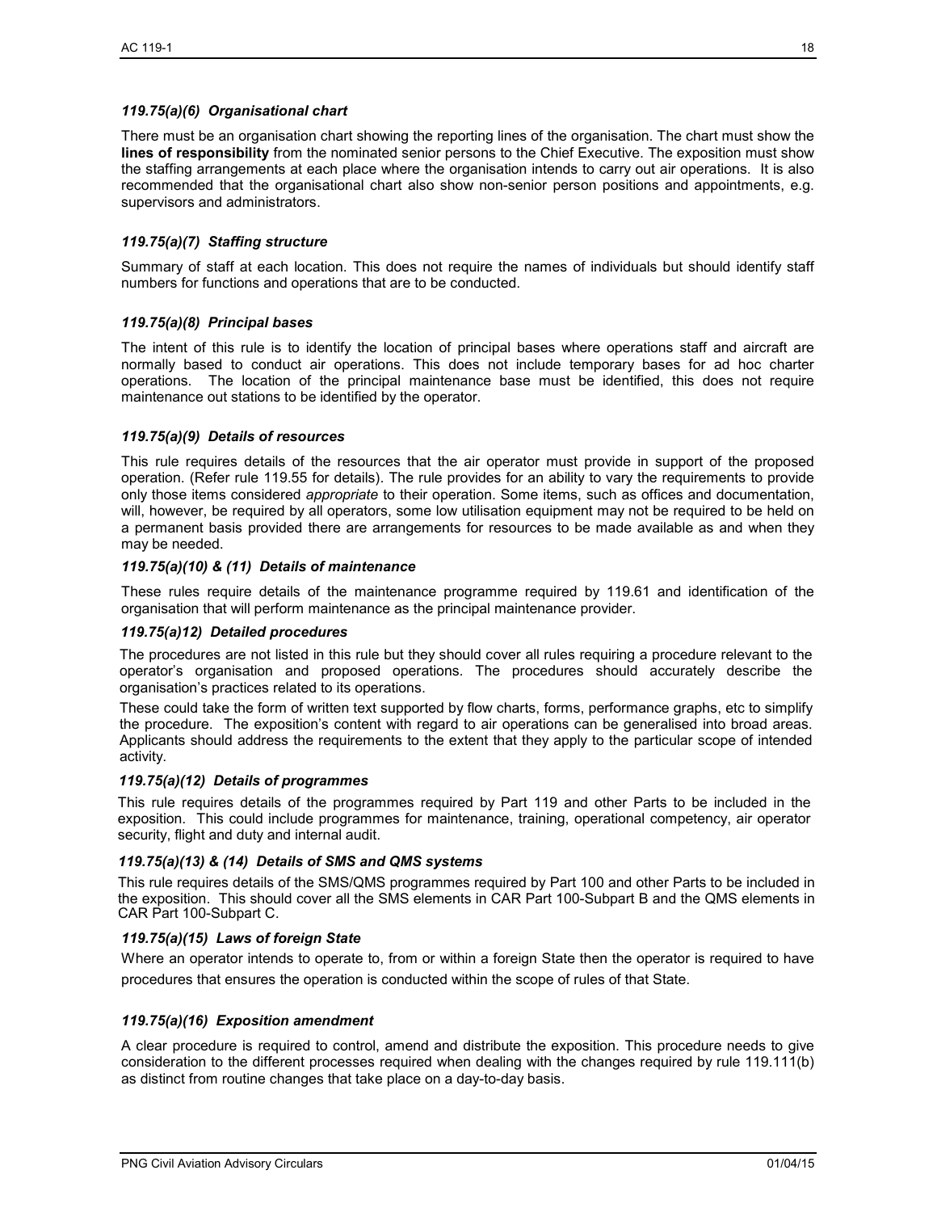### *119.75(a)(6) Organisational chart*

There must be an organisation chart showing the reporting lines of the organisation. The chart must show the **lines of responsibility** from the nominated senior persons to the Chief Executive. The exposition must show the staffing arrangements at each place where the organisation intends to carry out air operations. It is also recommended that the organisational chart also show non-senior person positions and appointments, e.g. supervisors and administrators.

### *119.75(a)(7) Staffing structure*

Summary of staff at each location. This does not require the names of individuals but should identify staff numbers for functions and operations that are to be conducted.

### *119.75(a)(8) Principal bases*

The intent of this rule is to identify the location of principal bases where operations staff and aircraft are normally based to conduct air operations. This does not include temporary bases for ad hoc charter operations. The location of the principal maintenance base must be identified, this does not require maintenance out stations to be identified by the operator.

### *119.75(a)(9) Details of resources*

This rule requires details of the resources that the air operator must provide in support of the proposed operation. (Refer rule 119.55 for details). The rule provides for an ability to vary the requirements to provide only those items considered *appropriate* to their operation. Some items, such as offices and documentation, will, however, be required by all operators, some low utilisation equipment may not be required to be held on a permanent basis provided there are arrangements for resources to be made available as and when they may be needed.

### *119.75(a)(10) & (11) Details of maintenance*

These rules require details of the maintenance programme required by 119.61 and identification of the organisation that will perform maintenance as the principal maintenance provider.

### *119.75(a)12) Detailed procedures*

The procedures are not listed in this rule but they should cover all rules requiring a procedure relevant to the operator's organisation and proposed operations. The procedures should accurately describe the organisation's practices related to its operations.

These could take the form of written text supported by flow charts, forms, performance graphs, etc to simplify the procedure. The exposition's content with regard to air operations can be generalised into broad areas. Applicants should address the requirements to the extent that they apply to the particular scope of intended activity.

### *119.75(a)(12) Details of programmes*

This rule requires details of the programmes required by Part 119 and other Parts to be included in the exposition. This could include programmes for maintenance, training, operational competency, air operator security, flight and duty and internal audit.

### *119.75(a)(13) & (14) Details of SMS and QMS systems*

This rule requires details of the SMS/QMS programmes required by Part 100 and other Parts to be included in the exposition. This should cover all the SMS elements in CAR Part 100-Subpart B and the QMS elements in CAR Part 100-Subpart C.

### *119.75(a)(15) Laws of foreign State*

Where an operator intends to operate to, from or within a foreign State then the operator is required to have procedures that ensures the operation is conducted within the scope of rules of that State.

### *119.75(a)(16) Exposition amendment*

A clear procedure is required to control, amend and distribute the exposition. This procedure needs to give consideration to the different processes required when dealing with the changes required by rule 119.111(b) as distinct from routine changes that take place on a day-to-day basis.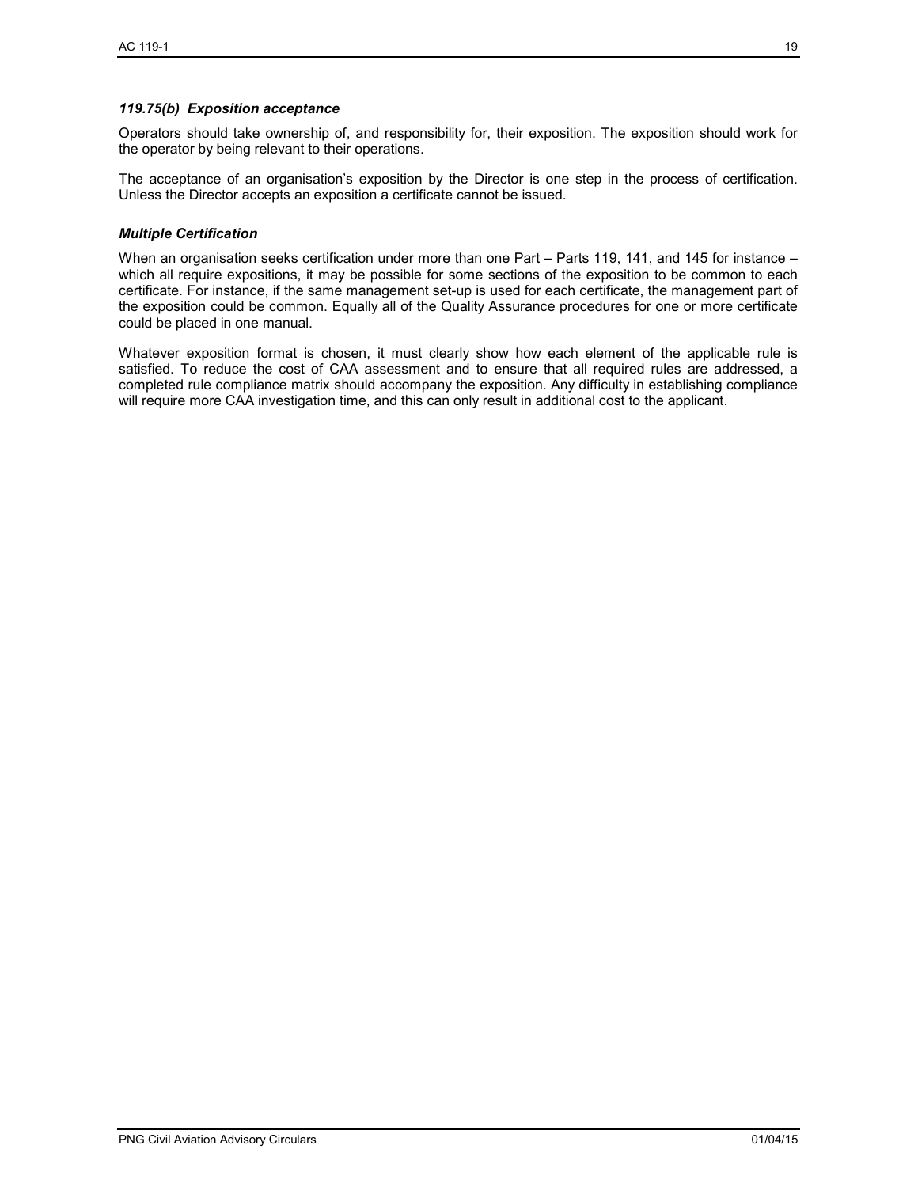### *119.75(b) Exposition acceptance*

Operators should take ownership of, and responsibility for, their exposition. The exposition should work for the operator by being relevant to their operations.

The acceptance of an organisation's exposition by the Director is one step in the process of certification. Unless the Director accepts an exposition a certificate cannot be issued.

### *Multiple Certification*

When an organisation seeks certification under more than one Part – Parts 119, 141, and 145 for instance – which all require expositions, it may be possible for some sections of the exposition to be common to each certificate. For instance, if the same management set-up is used for each certificate, the management part of the exposition could be common. Equally all of the Quality Assurance procedures for one or more certificate could be placed in one manual.

Whatever exposition format is chosen, it must clearly show how each element of the applicable rule is satisfied. To reduce the cost of CAA assessment and to ensure that all required rules are addressed, a completed rule compliance matrix should accompany the exposition. Any difficulty in establishing compliance will require more CAA investigation time, and this can only result in additional cost to the applicant.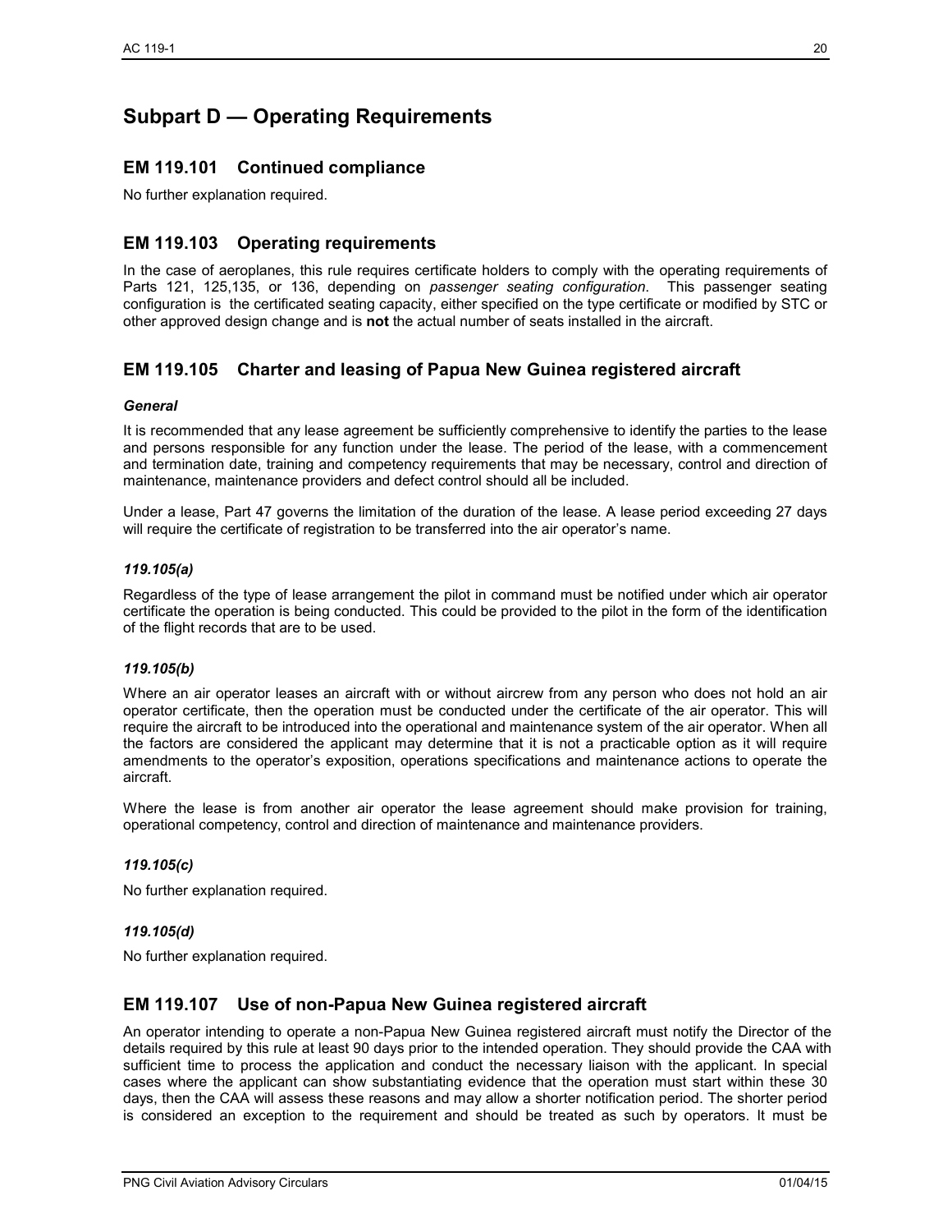## Subpart D — Operating Requirements

### EM 119.101 Continued compliance

No further explanation required.

### EM 119.103 Operating requirements

In the case of aeroplanes, this rule requires certificate holders to comply with the operating requirements of Parts 121, 125,135, or 136, depending on *passenger seating configuration*. This passenger seating configuration is the certificated seating capacity, either specified on the type certificate or modified by STC or other approved design change and is **not** the actual number of seats installed in the aircraft.

### EM 119.105 Charter and leasing of Papua New Guinea registered aircraft

#### *General*

It is recommended that any lease agreement be sufficiently comprehensive to identify the parties to the lease and persons responsible for any function under the lease. The period of the lease, with a commencement and termination date, training and competency requirements that may be necessary, control and direction of maintenance, maintenance providers and defect control should all be included.

Under a lease, Part 47 governs the limitation of the duration of the lease. A lease period exceeding 27 days will require the certificate of registration to be transferred into the air operator's name.

#### *119.105(a)*

Regardless of the type of lease arrangement the pilot in command must be notified under which air operator certificate the operation is being conducted. This could be provided to the pilot in the form of the identification of the flight records that are to be used.

#### *119.105(b)*

Where an air operator leases an aircraft with or without aircrew from any person who does not hold an air operator certificate, then the operation must be conducted under the certificate of the air operator. This will require the aircraft to be introduced into the operational and maintenance system of the air operator. When all the factors are considered the applicant may determine that it is not a practicable option as it will require amendments to the operator's exposition, operations specifications and maintenance actions to operate the aircraft.

Where the lease is from another air operator the lease agreement should make provision for training, operational competency, control and direction of maintenance and maintenance providers.

#### *119.105(c)*

No further explanation required.

#### *119.105(d)*

No further explanation required.

### EM 119.107 Use of non-Papua New Guinea registered aircraft

An operator intending to operate a non-Papua New Guinea registered aircraft must notify the Director of the details required by this rule at least 90 days prior to the intended operation. They should provide the CAA with sufficient time to process the application and conduct the necessary liaison with the applicant. In special cases where the applicant can show substantiating evidence that the operation must start within these 30 days, then the CAA will assess these reasons and may allow a shorter notification period. The shorter period is considered an exception to the requirement and should be treated as such by operators. It must be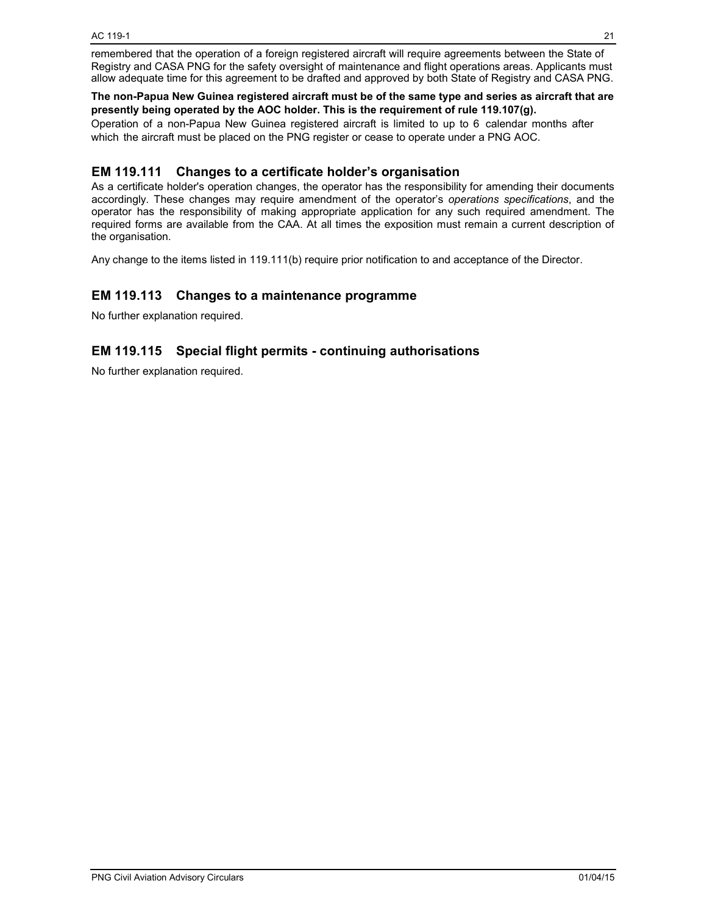remembered that the operation of a foreign registered aircraft will require agreements between the State of Registry and CASA PNG for the safety oversight of maintenance and flight operations areas. Applicants must allow adequate time for this agreement to be drafted and approved by both State of Registry and CASA PNG.

**The non-Papua New Guinea registered aircraft must be of the same type and series as aircraft that are presently being operated by the AOC holder. This is the requirement of rule 119.107(g).**

Operation of a non-Papua New Guinea registered aircraft is limited to up to 6 calendar months after which the aircraft must be placed on the PNG register or cease to operate under a PNG AOC.

## EM 119.111 Changes to a certificate holder's organisation

As a certificate holder's operation changes, the operator has the responsibility for amending their documents accordingly. These changes may require amendment of the operator's *operations specifications*, and the operator has the responsibility of making appropriate application for any such required amendment. The required forms are available from the CAA. At all times the exposition must remain a current description of the organisation.

Any change to the items listed in 119.111(b) require prior notification to and acceptance of the Director.

## EM 119.113 Changes to a maintenance programme

No further explanation required.

## EM 119.115 Special flight permits - continuing authorisations

No further explanation required.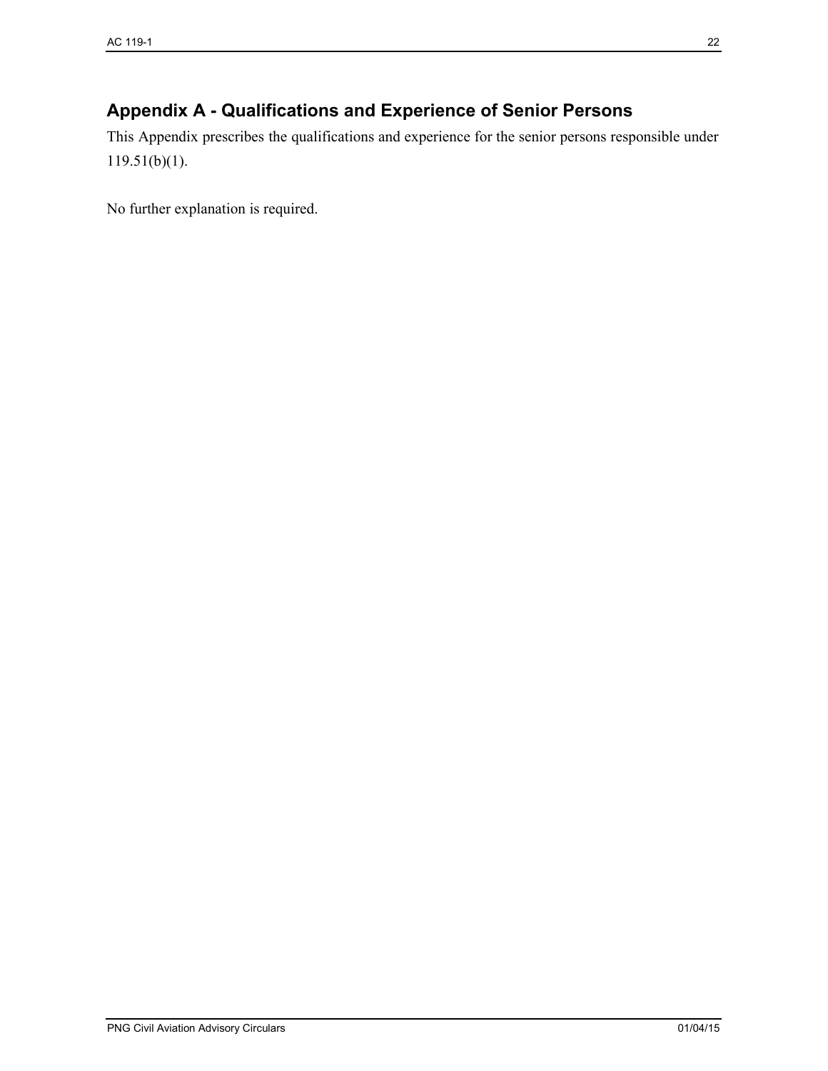## Appendix A - Qualifications and Experience of Senior Persons

This Appendix prescribes the qualifications and experience for the senior persons responsible under 119.51(b)(1).

No further explanation is required.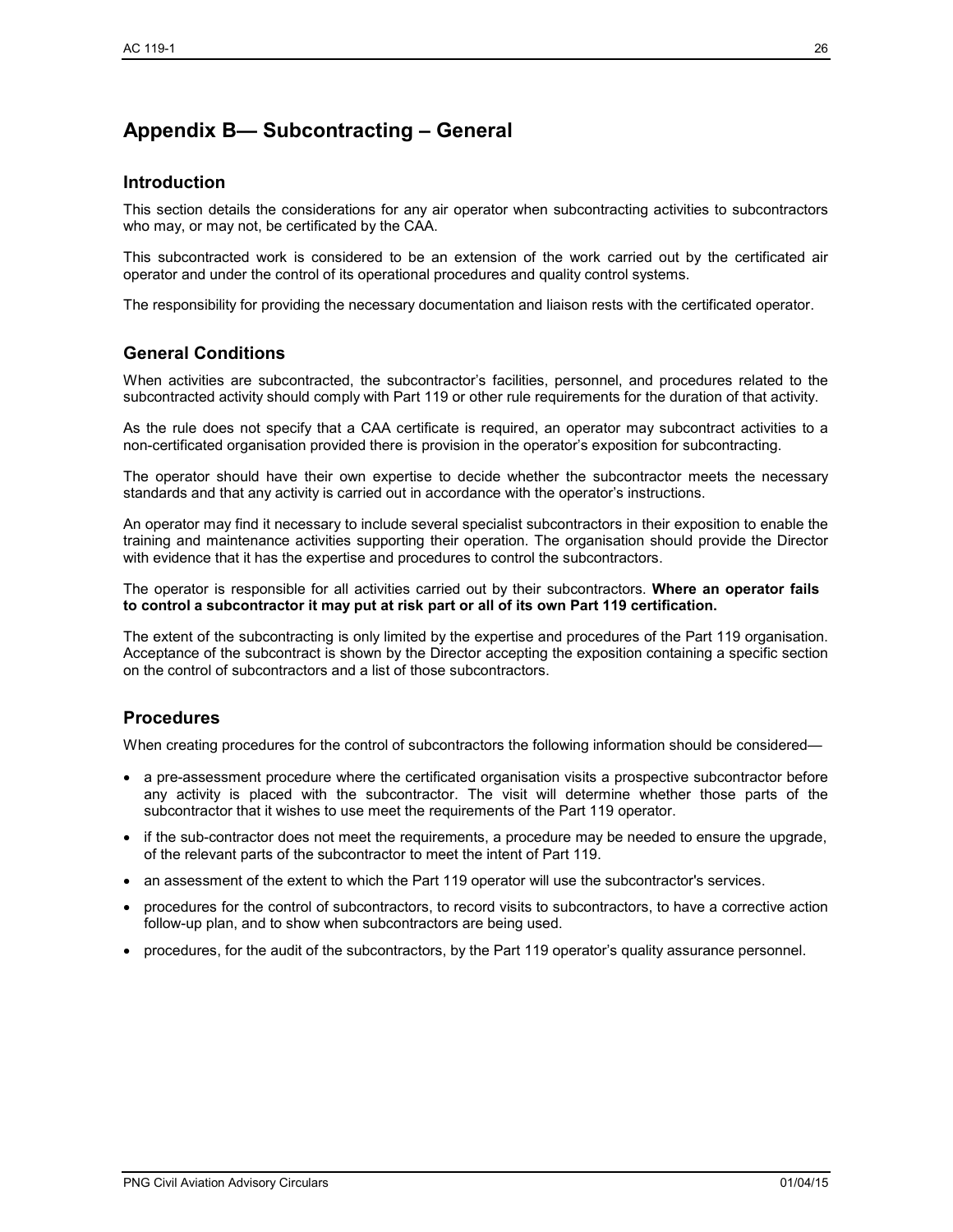# Appendix B— Subcontracting – General

## Introduction

This section details the considerations for any air operator when subcontracting activities to subcontractors who may, or may not, be certificated by the CAA.

This subcontracted work is considered to be an extension of the work carried out by the certificated air operator and under the control of its operational procedures and quality control systems.

The responsibility for providing the necessary documentation and liaison rests with the certificated operator.

## General Conditions

When activities are subcontracted, the subcontractor's facilities, personnel, and procedures related to the subcontracted activity should comply with Part 119 or other rule requirements for the duration of that activity.

As the rule does not specify that a CAA certificate is required, an operator may subcontract activities to a non-certificated organisation provided there is provision in the operator's exposition for subcontracting.

The operator should have their own expertise to decide whether the subcontractor meets the necessary standards and that any activity is carried out in accordance with the operator's instructions.

An operator may find it necessary to include several specialist subcontractors in their exposition to enable the training and maintenance activities supporting their operation. The organisation should provide the Director with evidence that it has the expertise and procedures to control the subcontractors.

The operator is responsible for all activities carried out by their subcontractors. **Where an operator fails to control a subcontractor it may put at risk part or all of its own Part 119 certification.**

The extent of the subcontracting is only limited by the expertise and procedures of the Part 119 organisation. Acceptance of the subcontract is shown by the Director accepting the exposition containing a specific section on the control of subcontractors and a list of those subcontractors.

## Procedures

When creating procedures for the control of subcontractors the following information should be considered—

- a pre-assessment procedure where the certificated organisation visits a prospective subcontractor before any activity is placed with the subcontractor. The visit will determine whether those parts of the subcontractor that it wishes to use meet the requirements of the Part 119 operator.
- if the sub-contractor does not meet the requirements, a procedure may be needed to ensure the upgrade, of the relevant parts of the subcontractor to meet the intent of Part 119.
- an assessment of the extent to which the Part 119 operator will use the subcontractor's services.
- procedures for the control of subcontractors, to record visits to subcontractors, to have a corrective action follow-up plan, and to show when subcontractors are being used.
- procedures, for the audit of the subcontractors, by the Part 119 operator's quality assurance personnel.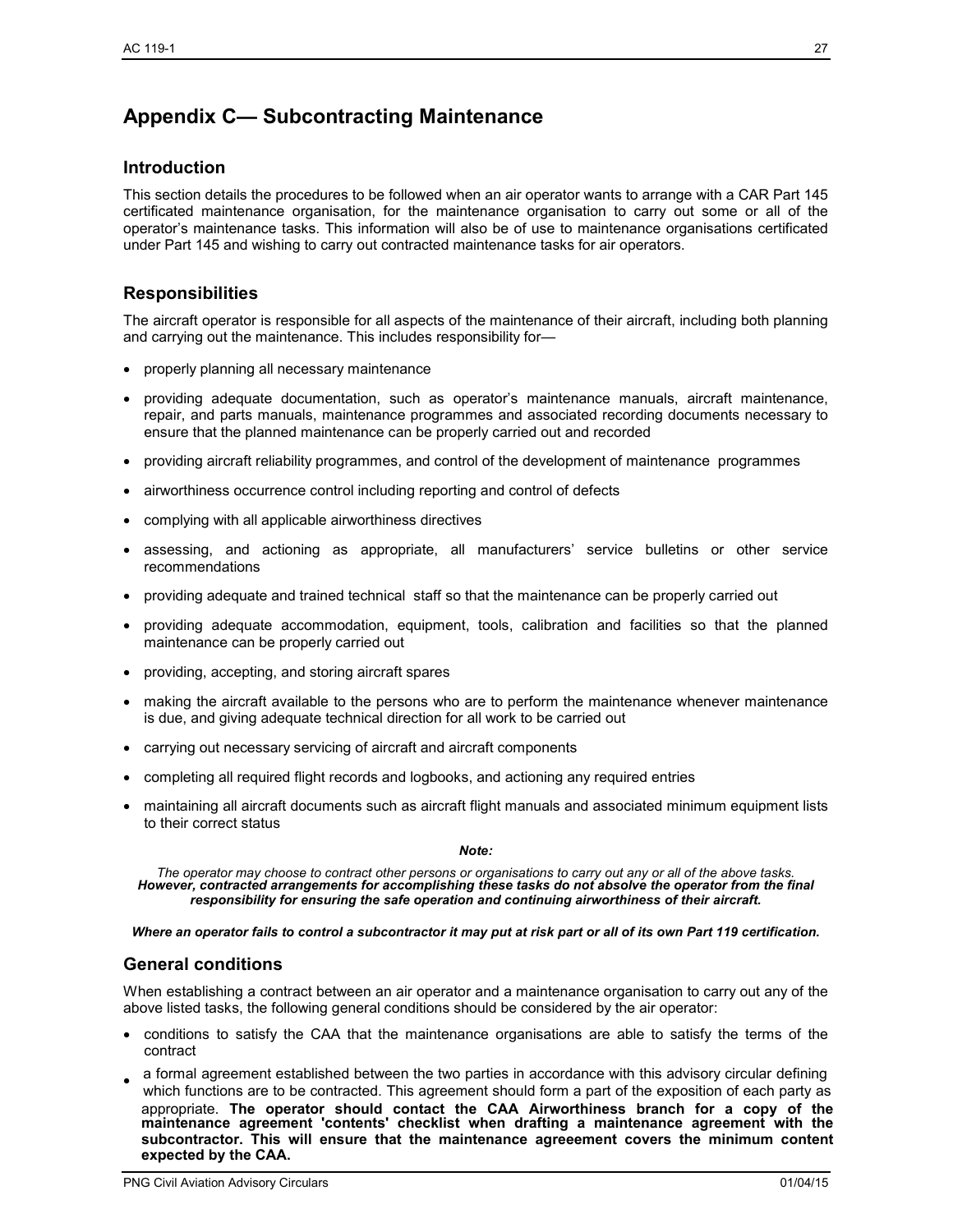# Appendix C— Subcontracting Maintenance

## Introduction

This section details the procedures to be followed when an air operator wants to arrange with a CAR Part 145 certificated maintenance organisation, for the maintenance organisation to carry out some or all of the operator's maintenance tasks. This information will also be of use to maintenance organisations certificated under Part 145 and wishing to carry out contracted maintenance tasks for air operators.

## Responsibilities

The aircraft operator is responsible for all aspects of the maintenance of their aircraft, including both planning and carrying out the maintenance. This includes responsibility for—

- properly planning all necessary maintenance
- providing adequate documentation, such as operator's maintenance manuals, aircraft maintenance, repair, and parts manuals, maintenance programmes and associated recording documents necessary to ensure that the planned maintenance can be properly carried out and recorded
- providing aircraft reliability programmes, and control of the development of maintenance programmes
- airworthiness occurrence control including reporting and control of defects
- complying with all applicable airworthiness directives
- assessing, and actioning as appropriate, all manufacturers' service bulletins or other service recommendations
- providing adequate and trained technical staff so that the maintenance can be properly carried out
- providing adequate accommodation, equipment, tools, calibration and facilities so that the planned maintenance can be properly carried out
- providing, accepting, and storing aircraft spares
- making the aircraft available to the persons who are to perform the maintenance whenever maintenance is due, and giving adequate technical direction for all work to be carried out
- carrying out necessary servicing of aircraft and aircraft components
- completing all required flight records and logbooks, and actioning any required entries
- maintaining all aircraft documents such as aircraft flight manuals and associated minimum equipment lists to their correct status

***Note:***

*The operator may choose to contract other persons or organisations to carry out any or all of the above tasks.* ***However, contracted arrangements for accomplishing these tasks do not absolve the operator from the final responsibility for ensuring the safe operation and continuing airworthiness of their aircraft.***

***Where an operator fails to control a subcontractor it may put at risk part or all of its own Part 119 certification.***

## General conditions

When establishing a contract between an air operator and a maintenance organisation to carry out any of the above listed tasks, the following general conditions should be considered by the air operator:

- conditions to satisfy the CAA that the maintenance organisations are able to satisfy the terms of the contract
- a formal agreement established between the two parties in accordance with this advisory circular defining which functions are to be contracted. This agreement should form a part of the exposition of each party as appropriate. **The operator should contact the CAA Airworthiness branch for a copy of the maintenance agreement 'contents' checklist when drafting a maintenance agreement with the subcontractor. This will ensure that the maintenance agreeement covers the minimum content expected by the CAA.**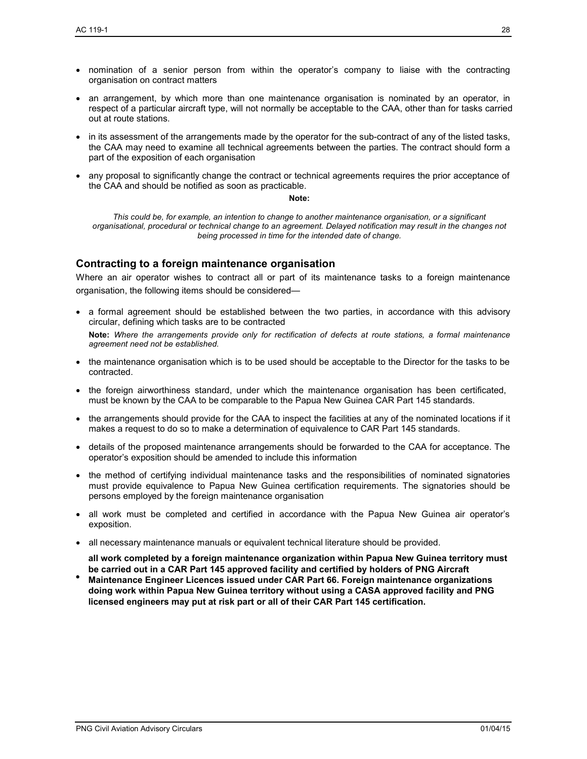- nomination of a senior person from within the operator's company to liaise with the contracting organisation on contract matters
- an arrangement, by which more than one maintenance organisation is nominated by an operator, in respect of a particular aircraft type, will not normally be acceptable to the CAA, other than for tasks carried out at route stations.
- in its assessment of the arrangements made by the operator for the sub-contract of any of the listed tasks, the CAA may need to examine all technical agreements between the parties. The contract should form a part of the exposition of each organisation
- any proposal to significantly change the contract or technical agreements requires the prior acceptance of the CAA and should be notified as soon as practicable.

**Note:**

*This could be, for example, an intention to change to another maintenance organisation, or a significant organisational, procedural or technical change to an agreement. Delayed notification may result in the changes not being processed in time for the intended date of change.*

## Contracting to a foreign maintenance organisation

Where an air operator wishes to contract all or part of its maintenance tasks to a foreign maintenance organisation, the following items should be considered—

- a formal agreement should be established between the two parties, in accordance with this advisory circular, defining which tasks are to be contracted

  **Note:** *Where the arrangements provide only for rectification of defects at route stations, a formal maintenance agreement need not be established.*

- the maintenance organisation which is to be used should be acceptable to the Director for the tasks to be contracted.
- the foreign airworthiness standard, under which the maintenance organisation has been certificated, must be known by the CAA to be comparable to the Papua New Guinea CAR Part 145 standards.
- the arrangements should provide for the CAA to inspect the facilities at any of the nominated locations if it makes a request to do so to make a determination of equivalence to CAR Part 145 standards.
- details of the proposed maintenance arrangements should be forwarded to the CAA for acceptance. The operator's exposition should be amended to include this information
- the method of certifying individual maintenance tasks and the responsibilities of nominated signatories must provide equivalence to Papua New Guinea certification requirements. The signatories should be persons employed by the foreign maintenance organisation
- all work must be completed and certified in accordance with the Papua New Guinea air operator's exposition.
- all necessary maintenance manuals or equivalent technical literature should be provided.
- **all work completed by a foreign maintenance organization within Papua New Guinea territory must be carried out in a CAR Part 145 approved facility and certified by holders of PNG Aircraft Maintenance Engineer Licences issued under CAR Part 66. Foreign maintenance organizations doing work within Papua New Guinea territory without using a CASA approved facility and PNG licensed engineers may put at risk part or all of their CAR Part 145 certification.**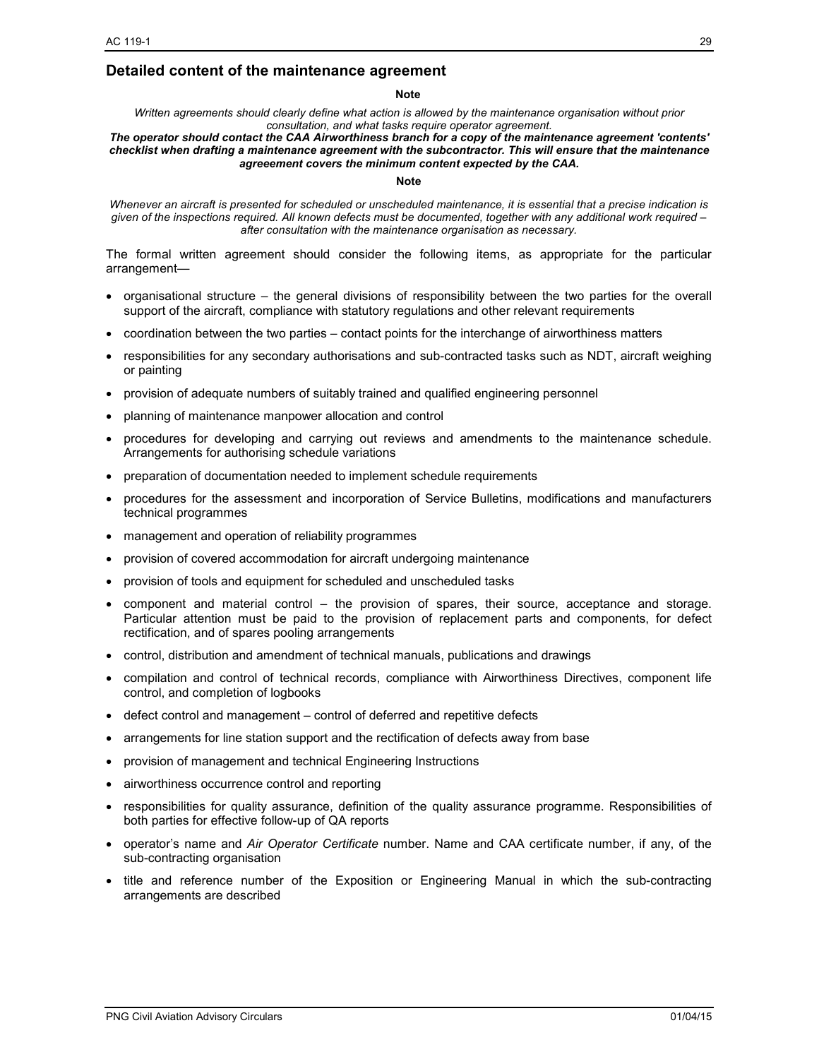## Detailed content of the maintenance agreement

**Note**

*Written agreements should clearly define what action is allowed by the maintenance organisation without prior consultation, and what tasks require operator agreement.*

***The operator should contact the CAA Airworthiness branch for a copy of the maintenance agreement 'contents' checklist when drafting a maintenance agreement with the subcontractor. This will ensure that the maintenance agreeement covers the minimum content expected by the CAA.***

**Note**

*Whenever an aircraft is presented for scheduled or unscheduled maintenance, it is essential that a precise indication is given of the inspections required. All known defects must be documented, together with any additional work required – after consultation with the maintenance organisation as necessary.*

The formal written agreement should consider the following items, as appropriate for the particular arrangement—

- organisational structure – the general divisions of responsibility between the two parties for the overall support of the aircraft, compliance with statutory regulations and other relevant requirements
- coordination between the two parties – contact points for the interchange of airworthiness matters
- responsibilities for any secondary authorisations and sub-contracted tasks such as NDT, aircraft weighing or painting
- provision of adequate numbers of suitably trained and qualified engineering personnel
- planning of maintenance manpower allocation and control
- procedures for developing and carrying out reviews and amendments to the maintenance schedule. Arrangements for authorising schedule variations
- preparation of documentation needed to implement schedule requirements
- procedures for the assessment and incorporation of Service Bulletins, modifications and manufacturers technical programmes
- management and operation of reliability programmes
- provision of covered accommodation for aircraft undergoing maintenance
- provision of tools and equipment for scheduled and unscheduled tasks
- component and material control – the provision of spares, their source, acceptance and storage. Particular attention must be paid to the provision of replacement parts and components, for defect rectification, and of spares pooling arrangements
- control, distribution and amendment of technical manuals, publications and drawings
- compilation and control of technical records, compliance with Airworthiness Directives, component life control, and completion of logbooks
- defect control and management – control of deferred and repetitive defects
- arrangements for line station support and the rectification of defects away from base
- provision of management and technical Engineering Instructions
- airworthiness occurrence control and reporting
- responsibilities for quality assurance, definition of the quality assurance programme. Responsibilities of both parties for effective follow-up of QA reports
- operator's name and *Air Operator Certificate* number. Name and CAA certificate number, if any, of the sub-contracting organisation
- title and reference number of the Exposition or Engineering Manual in which the sub-contracting arrangements are described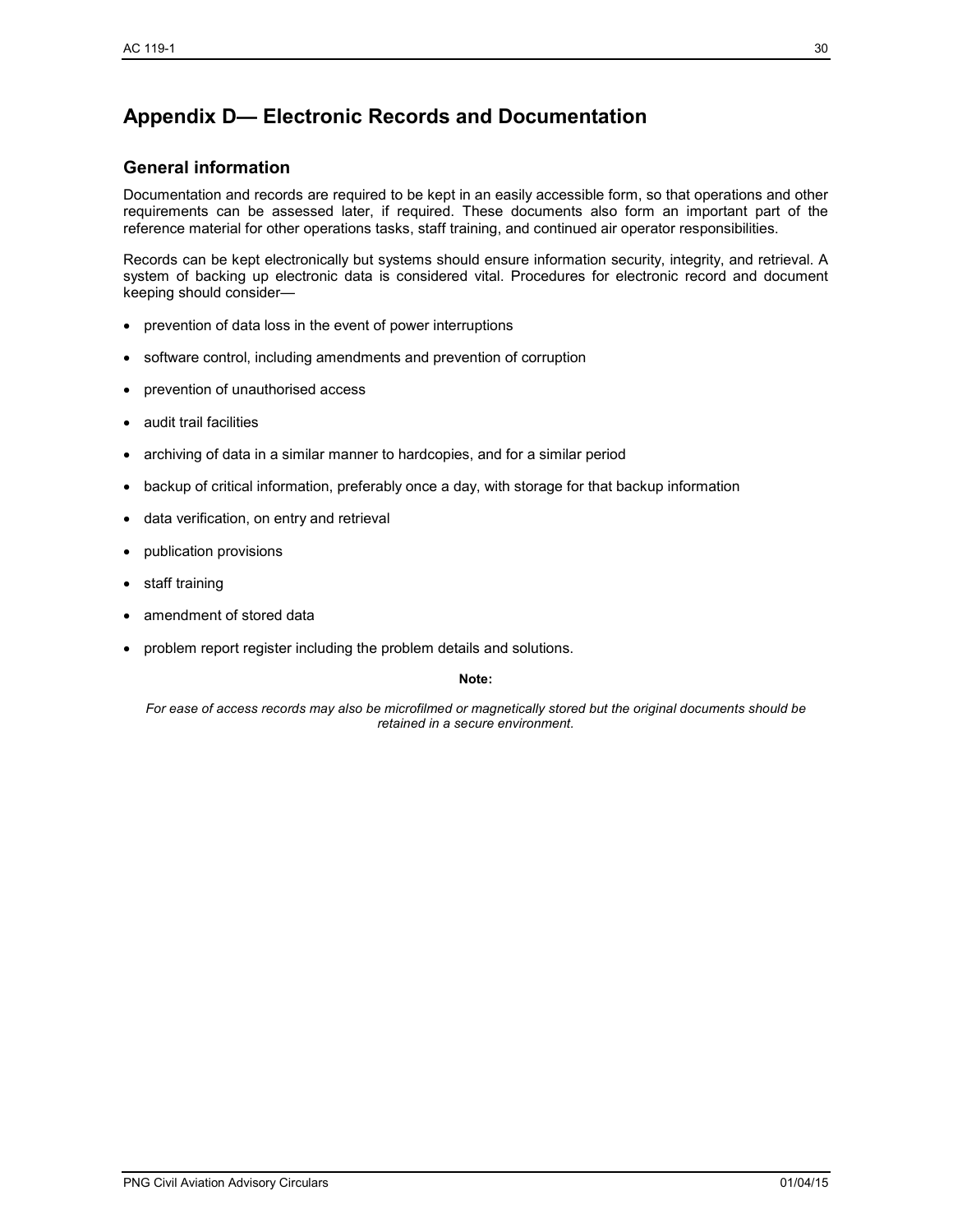# Appendix D— Electronic Records and Documentation

## General information

Documentation and records are required to be kept in an easily accessible form, so that operations and other requirements can be assessed later, if required. These documents also form an important part of the reference material for other operations tasks, staff training, and continued air operator responsibilities.

Records can be kept electronically but systems should ensure information security, integrity, and retrieval. A system of backing up electronic data is considered vital. Procedures for electronic record and document keeping should consider—

- prevention of data loss in the event of power interruptions
- software control, including amendments and prevention of corruption
- prevention of unauthorised access
- audit trail facilities
- archiving of data in a similar manner to hardcopies, and for a similar period
- backup of critical information, preferably once a day, with storage for that backup information
- data verification, on entry and retrieval
- publication provisions
- staff training
- amendment of stored data
- problem report register including the problem details and solutions.

**Note:**

*For ease of access records may also be microfilmed or magnetically stored but the original documents should be retained in a secure environment.*